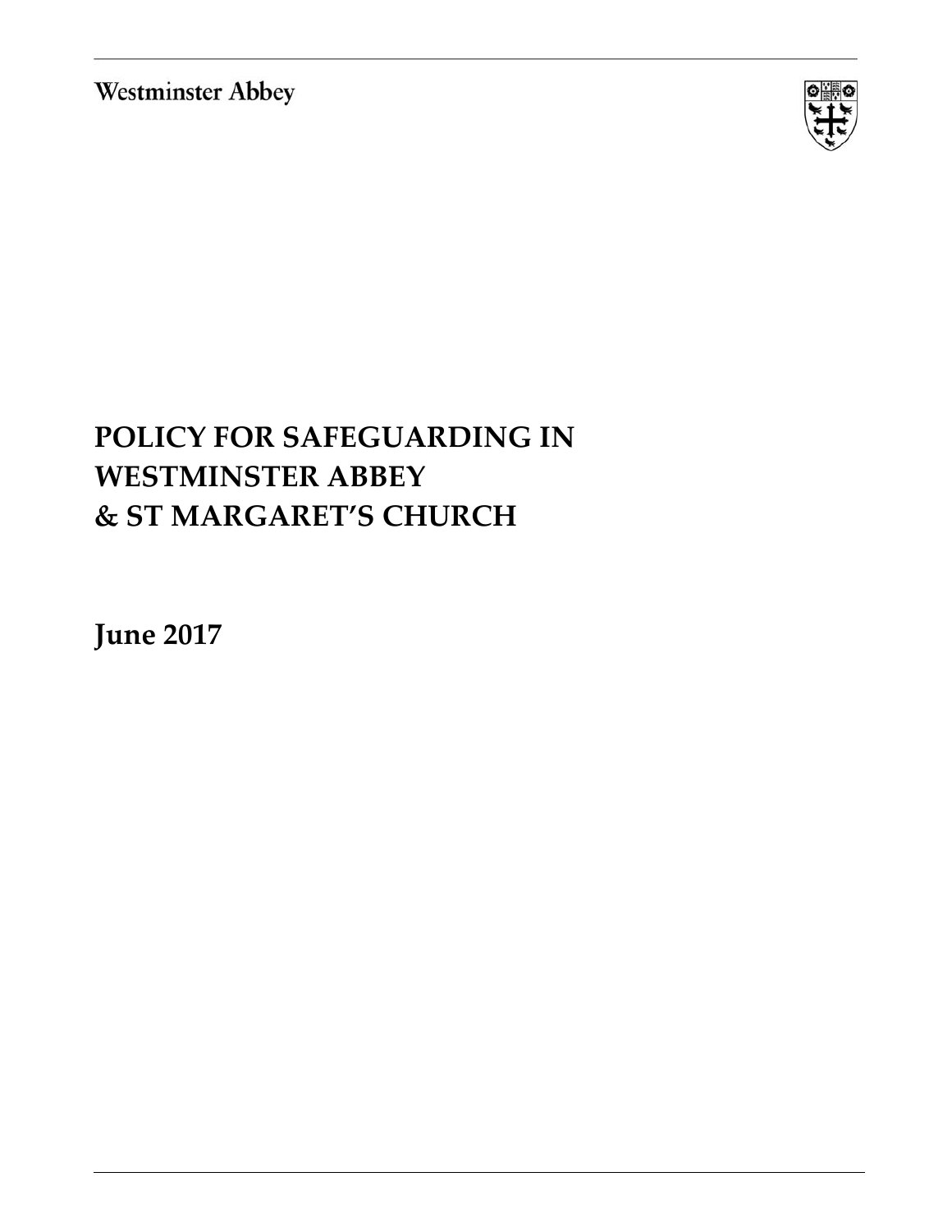Westminster Abbey

# POLICY FOR SAFEGUARDING IN WESTMINSTER ABBEY & ST MARGARET'S CHURCH

**June 2017**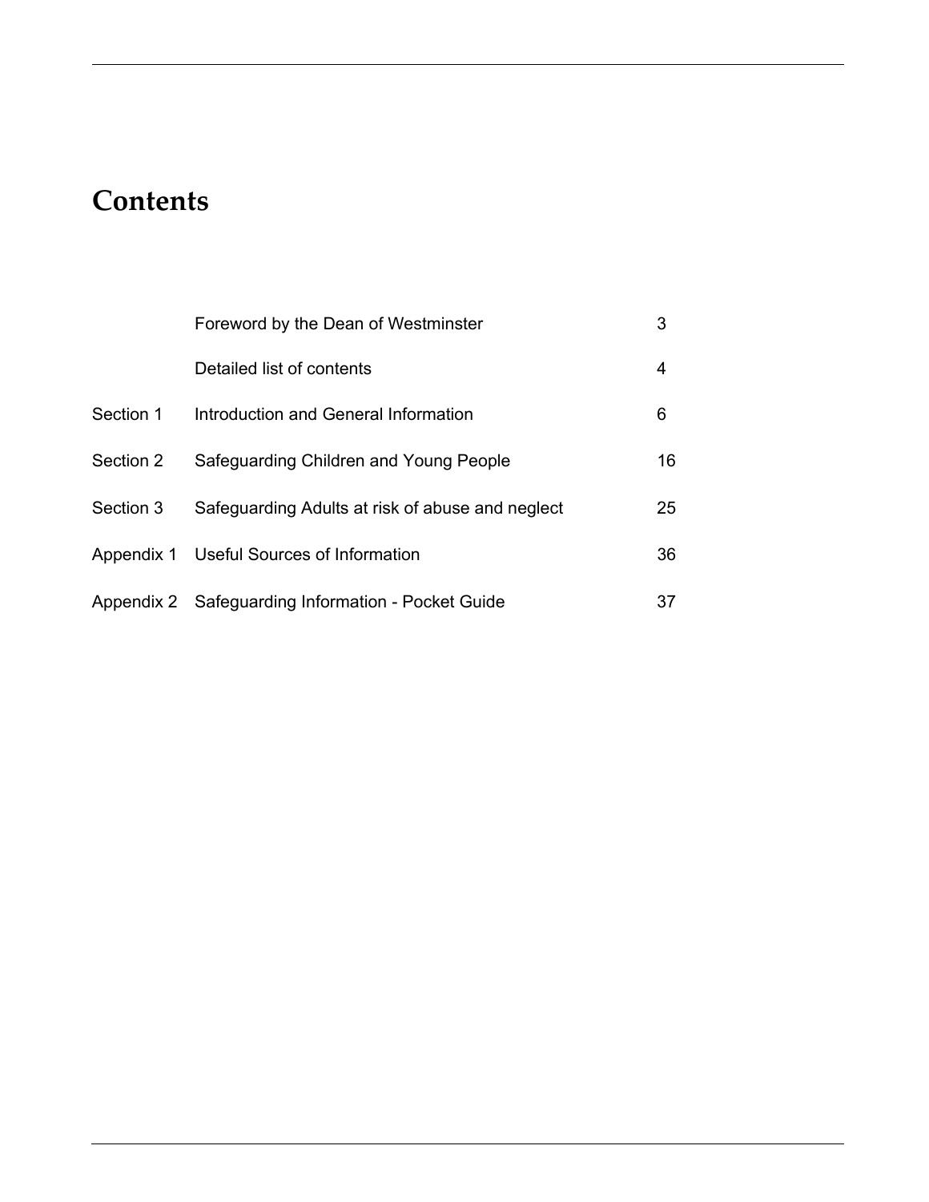# Contents

| | | |
|---|---|---|
| | Foreword by the Dean of Westminster | 3 |
| | Detailed list of contents | 4 |
| Section 1 | Introduction and General Information | 6 |
| Section 2 | Safeguarding Children and Young People | 16 |
| Section 3 | Safeguarding Adults at risk of abuse and neglect | 25 |
| Appendix 1 | Useful Sources of Information | 36 |
| Appendix 2 | Safeguarding Information - Pocket Guide | 37 |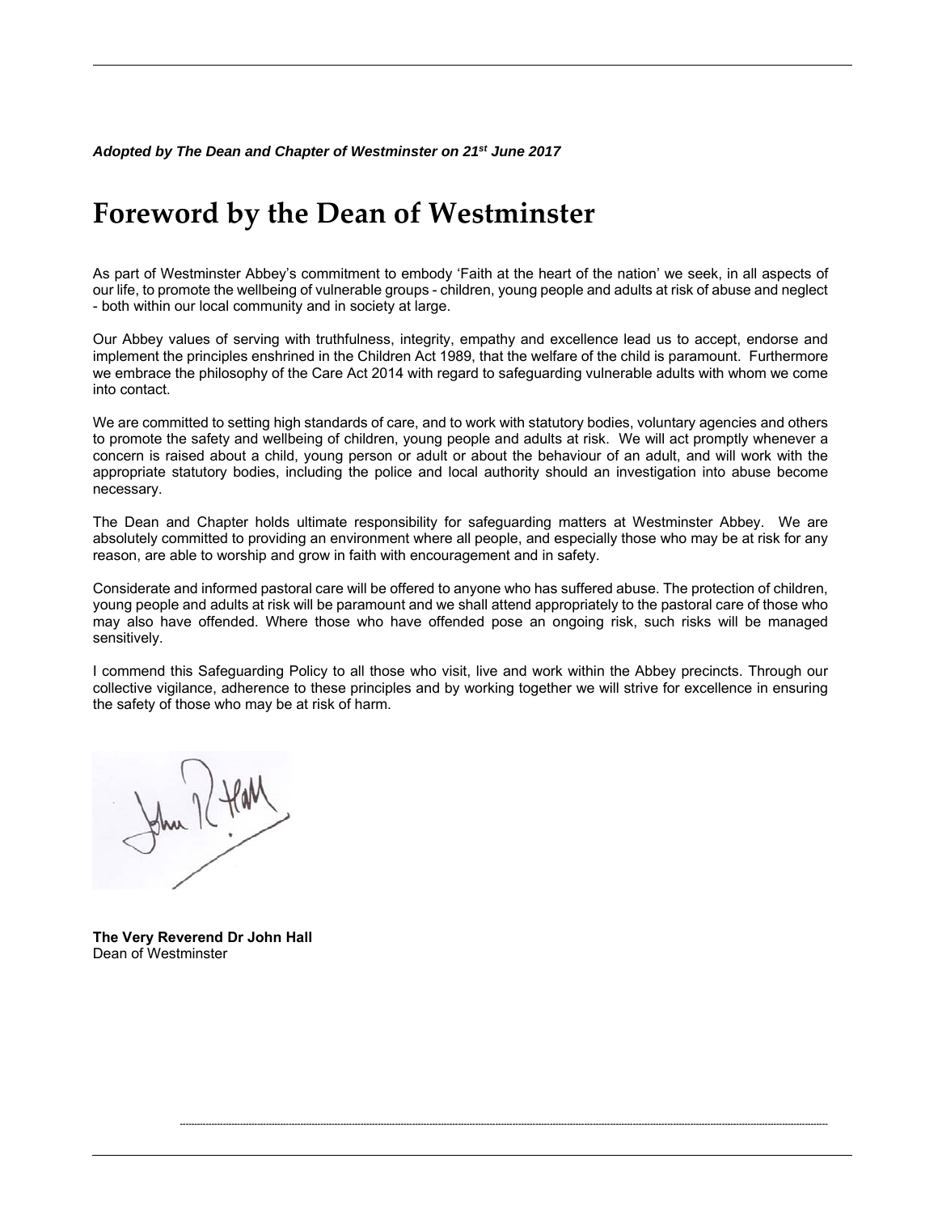***Adopted by The Dean and Chapter of Westminster on 21st June 2017***

# Foreword by the Dean of Westminster

As part of Westminster Abbey's commitment to embody 'Faith at the heart of the nation' we seek, in all aspects of our life, to promote the wellbeing of vulnerable groups - children, young people and adults at risk of abuse and neglect - both within our local community and in society at large.

Our Abbey values of serving with truthfulness, integrity, empathy and excellence lead us to accept, endorse and implement the principles enshrined in the Children Act 1989, that the welfare of the child is paramount. Furthermore we embrace the philosophy of the Care Act 2014 with regard to safeguarding vulnerable adults with whom we come into contact.

We are committed to setting high standards of care, and to work with statutory bodies, voluntary agencies and others to promote the safety and wellbeing of children, young people and adults at risk. We will act promptly whenever a concern is raised about a child, young person or adult or about the behaviour of an adult, and will work with the appropriate statutory bodies, including the police and local authority should an investigation into abuse become necessary.

The Dean and Chapter holds ultimate responsibility for safeguarding matters at Westminster Abbey. We are absolutely committed to providing an environment where all people, and especially those who may be at risk for any reason, are able to worship and grow in faith with encouragement and in safety.

Considerate and informed pastoral care will be offered to anyone who has suffered abuse. The protection of children, young people and adults at risk will be paramount and we shall attend appropriately to the pastoral care of those who may also have offended. Where those who have offended pose an ongoing risk, such risks will be managed sensitively.

I commend this Safeguarding Policy to all those who visit, live and work within the Abbey precincts. Through our collective vigilance, adherence to these principles and by working together we will strive for excellence in ensuring the safety of those who may be at risk of harm.

**The Very Reverend Dr John Hall**
Dean of Westminster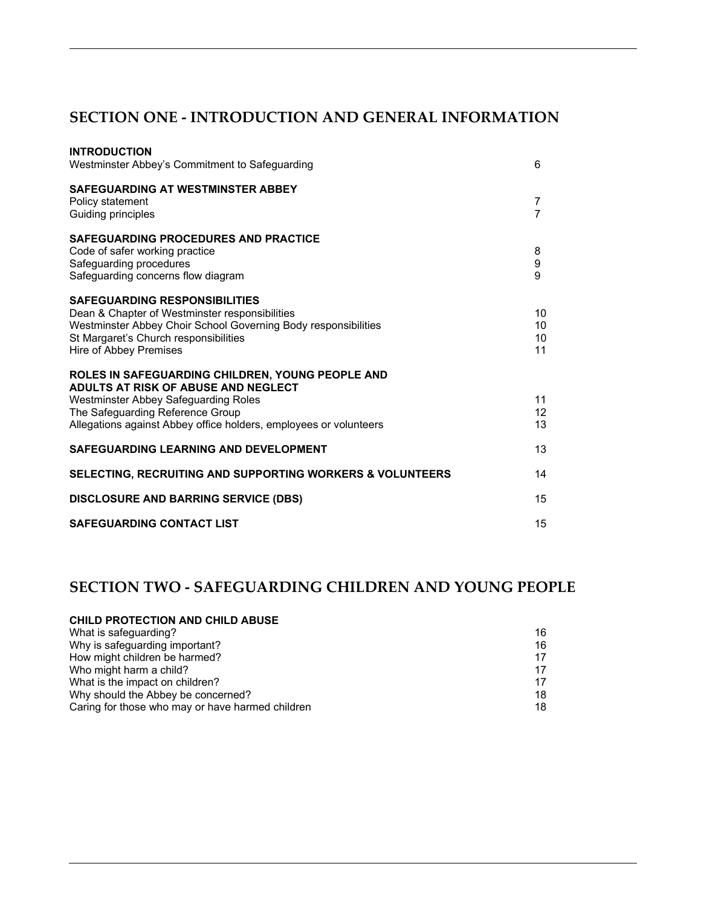## SECTION ONE - INTRODUCTION AND GENERAL INFORMATION

| | |
|---|---|
| **INTRODUCTION** | |
| Westminster Abbey's Commitment to Safeguarding | 6 |
| **SAFEGUARDING AT WESTMINSTER ABBEY** | |
| Policy statement | 7 |
| Guiding principles | 7 |
| **SAFEGUARDING PROCEDURES AND PRACTICE** | |
| Code of safer working practice | 8 |
| Safeguarding procedures | 9 |
| Safeguarding concerns flow diagram | 9 |
| **SAFEGUARDING RESPONSIBILITIES** | |
| Dean & Chapter of Westminster responsibilities | 10 |
| Westminster Abbey Choir School Governing Body responsibilities | 10 |
| St Margaret's Church responsibilities | 10 |
| Hire of Abbey Premises | 11 |
| **ROLES IN SAFEGUARDING CHILDREN, YOUNG PEOPLE AND ADULTS AT RISK OF ABUSE AND NEGLECT** | |
| Westminster Abbey Safeguarding Roles | 11 |
| The Safeguarding Reference Group | 12 |
| Allegations against Abbey office holders, employees or volunteers | 13 |
| **SAFEGUARDING LEARNING AND DEVELOPMENT** | 13 |
| **SELECTING, RECRUITING AND SUPPORTING WORKERS & VOLUNTEERS** | 14 |
| **DISCLOSURE AND BARRING SERVICE (DBS)** | 15 |
| **SAFEGUARDING CONTACT LIST** | 15 |

## SECTION TWO - SAFEGUARDING CHILDREN AND YOUNG PEOPLE

| | |
|---|---|
| **CHILD PROTECTION AND CHILD ABUSE** | |
| What is safeguarding? | 16 |
| Why is safeguarding important? | 16 |
| How might children be harmed? | 17 |
| Who might harm a child? | 17 |
| What is the impact on children? | 17 |
| Why should the Abbey be concerned? | 18 |
| Caring for those who may or have harmed children | 18 |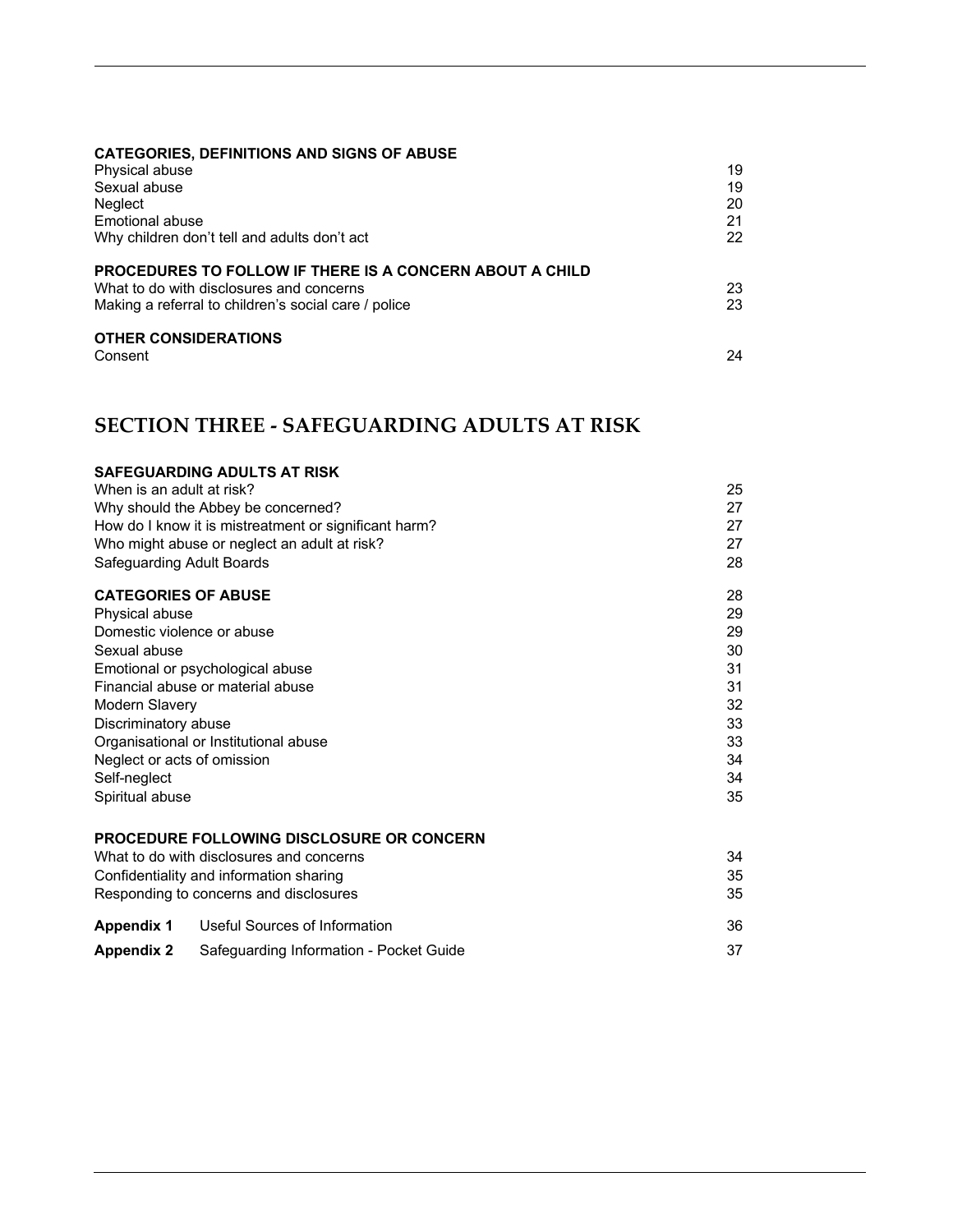**CATEGORIES, DEFINITIONS AND SIGNS OF ABUSE**

| | |
|---|---|
| Physical abuse | 19 |
| Sexual abuse | 19 |
| Neglect | 20 |
| Emotional abuse | 21 |
| Why children don't tell and adults don't act | 22 |

**PROCEDURES TO FOLLOW IF THERE IS A CONCERN ABOUT A CHILD**

| | |
|---|---|
| What to do with disclosures and concerns | 23 |
| Making a referral to children's social care / police | 23 |

**OTHER CONSIDERATIONS**

| | |
|---|---|
| Consent | 24 |

## SECTION THREE - SAFEGUARDING ADULTS AT RISK

**SAFEGUARDING ADULTS AT RISK**

| | |
|---|---|
| When is an adult at risk? | 25 |
| Why should the Abbey be concerned? | 27 |
| How do I know it is mistreatment or significant harm? | 27 |
| Who might abuse or neglect an adult at risk? | 27 |
| Safeguarding Adult Boards | 28 |

| | |
|---|---|
| **CATEGORIES OF ABUSE** | 28 |
| Physical abuse | 29 |
| Domestic violence or abuse | 29 |
| Sexual abuse | 30 |
| Emotional or psychological abuse | 31 |
| Financial abuse or material abuse | 31 |
| Modern Slavery | 32 |
| Discriminatory abuse | 33 |
| Organisational or Institutional abuse | 33 |
| Neglect or acts of omission | 34 |
| Self-neglect | 34 |
| Spiritual abuse | 35 |

**PROCEDURE FOLLOWING DISCLOSURE OR CONCERN**

| | |
|---|---|
| What to do with disclosures and concerns | 34 |
| Confidentiality and information sharing | 35 |
| Responding to concerns and disclosures | 35 |

| | | |
|---|---|---|
| **Appendix 1** | Useful Sources of Information | 36 |
| **Appendix 2** | Safeguarding Information - Pocket Guide | 37 |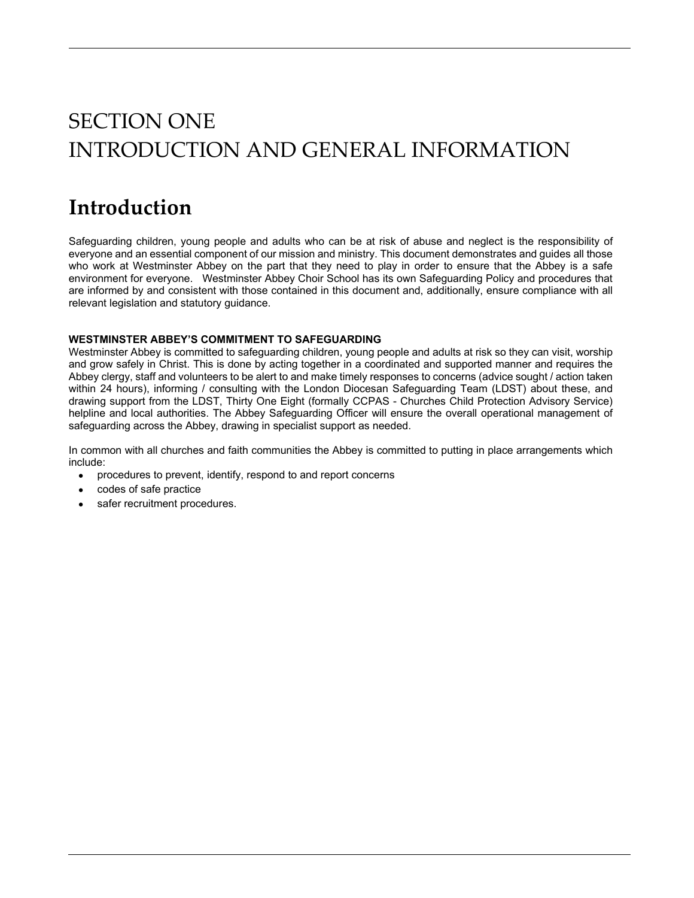# SECTION ONE
# INTRODUCTION AND GENERAL INFORMATION

## Introduction

Safeguarding children, young people and adults who can be at risk of abuse and neglect is the responsibility of everyone and an essential component of our mission and ministry. This document demonstrates and guides all those who work at Westminster Abbey on the part that they need to play in order to ensure that the Abbey is a safe environment for everyone. Westminster Abbey Choir School has its own Safeguarding Policy and procedures that are informed by and consistent with those contained in this document and, additionally, ensure compliance with all relevant legislation and statutory guidance.

**WESTMINSTER ABBEY'S COMMITMENT TO SAFEGUARDING**

Westminster Abbey is committed to safeguarding children, young people and adults at risk so they can visit, worship and grow safely in Christ. This is done by acting together in a coordinated and supported manner and requires the Abbey clergy, staff and volunteers to be alert to and make timely responses to concerns (advice sought / action taken within 24 hours), informing / consulting with the London Diocesan Safeguarding Team (LDST) about these, and drawing support from the LDST, Thirty One Eight (formally CCPAS - Churches Child Protection Advisory Service) helpline and local authorities. The Abbey Safeguarding Officer will ensure the overall operational management of safeguarding across the Abbey, drawing in specialist support as needed.

In common with all churches and faith communities the Abbey is committed to putting in place arrangements which include:

- procedures to prevent, identify, respond to and report concerns
- codes of safe practice
- safer recruitment procedures.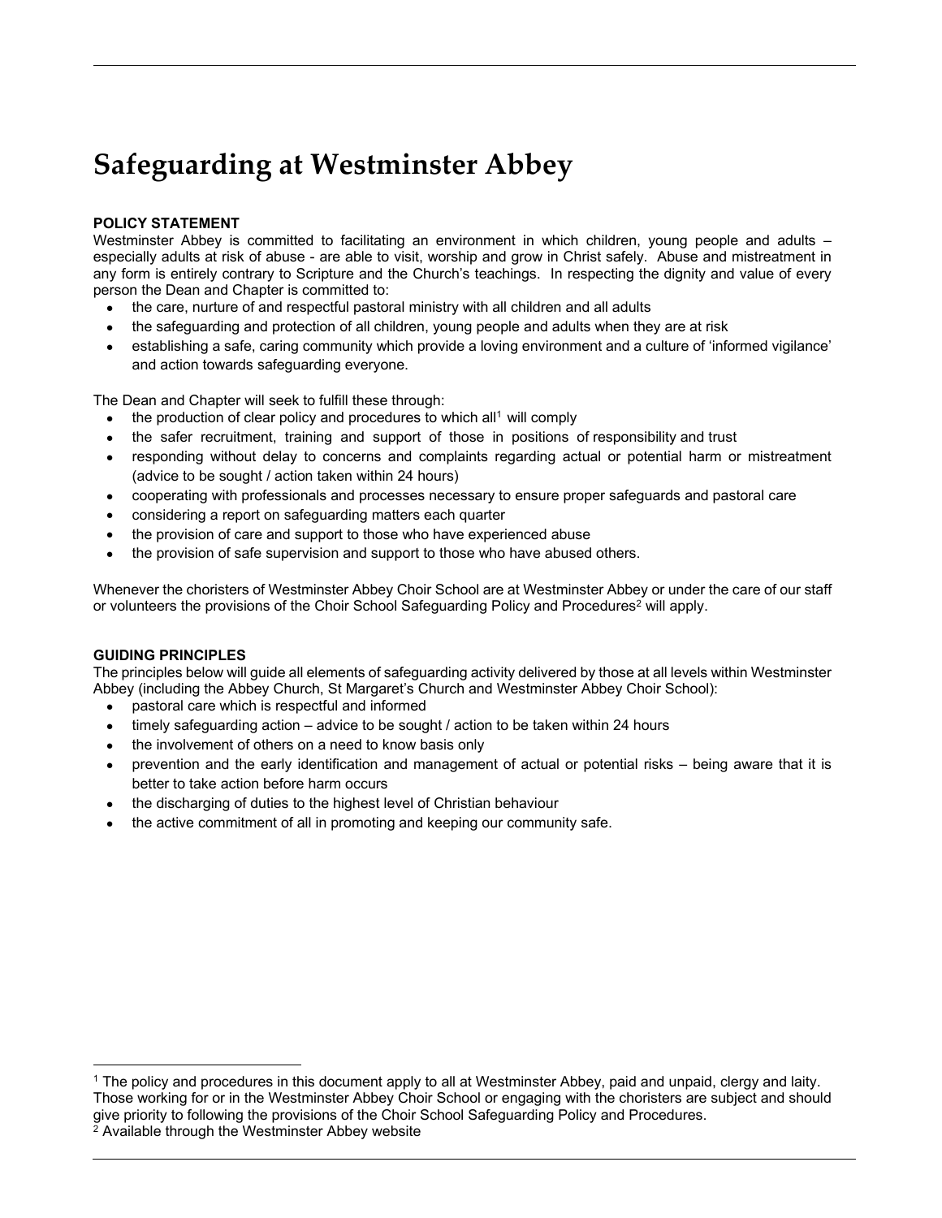# Safeguarding at Westminster Abbey

**POLICY STATEMENT**

Westminster Abbey is committed to facilitating an environment in which children, young people and adults – especially adults at risk of abuse - are able to visit, worship and grow in Christ safely. Abuse and mistreatment in any form is entirely contrary to Scripture and the Church's teachings. In respecting the dignity and value of every person the Dean and Chapter is committed to:

- the care, nurture of and respectful pastoral ministry with all children and all adults
- the safeguarding and protection of all children, young people and adults when they are at risk
- establishing a safe, caring community which provide a loving environment and a culture of 'informed vigilance' and action towards safeguarding everyone.

The Dean and Chapter will seek to fulfill these through:

- the production of clear policy and procedures to which all[1] will comply
- the safer recruitment, training and support of those in positions of responsibility and trust
- responding without delay to concerns and complaints regarding actual or potential harm or mistreatment (advice to be sought / action taken within 24 hours)
- cooperating with professionals and processes necessary to ensure proper safeguards and pastoral care
- considering a report on safeguarding matters each quarter
- the provision of care and support to those who have experienced abuse
- the provision of safe supervision and support to those who have abused others.

Whenever the choristers of Westminster Abbey Choir School are at Westminster Abbey or under the care of our staff or volunteers the provisions of the Choir School Safeguarding Policy and Procedures[2] will apply.

**GUIDING PRINCIPLES**

The principles below will guide all elements of safeguarding activity delivered by those at all levels within Westminster Abbey (including the Abbey Church, St Margaret's Church and Westminster Abbey Choir School):

- pastoral care which is respectful and informed
- timely safeguarding action – advice to be sought / action to be taken within 24 hours
- the involvement of others on a need to know basis only
- prevention and the early identification and management of actual or potential risks – being aware that it is better to take action before harm occurs
- the discharging of duties to the highest level of Christian behaviour
- the active commitment of all in promoting and keeping our community safe.

[1] The policy and procedures in this document apply to all at Westminster Abbey, paid and unpaid, clergy and laity. Those working for or in the Westminster Abbey Choir School or engaging with the choristers are subject and should give priority to following the provisions of the Choir School Safeguarding Policy and Procedures.

[2] Available through the Westminster Abbey website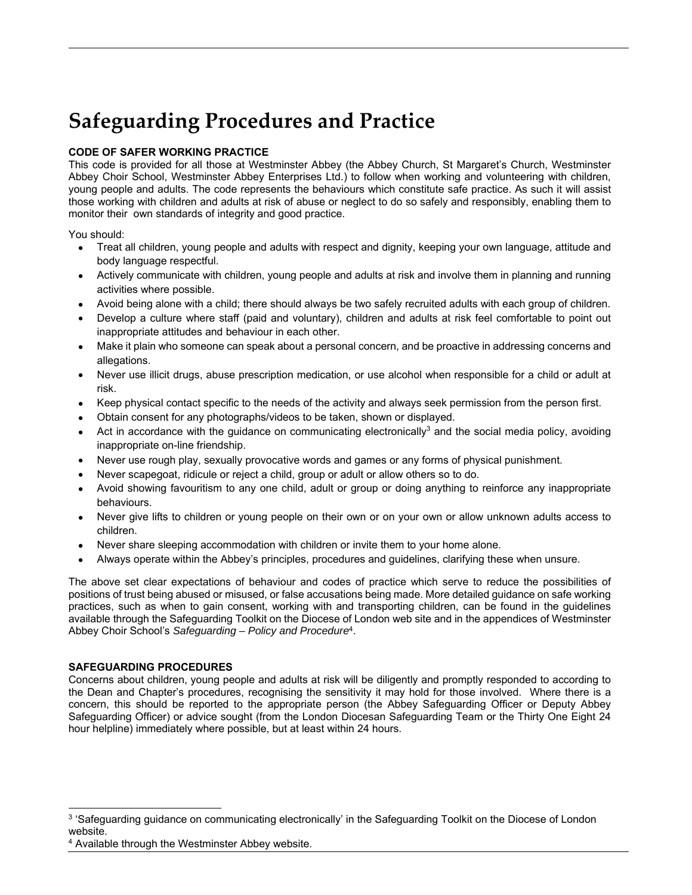# Safeguarding Procedures and Practice

**CODE OF SAFER WORKING PRACTICE**

This code is provided for all those at Westminster Abbey (the Abbey Church, St Margaret's Church, Westminster Abbey Choir School, Westminster Abbey Enterprises Ltd.) to follow when working and volunteering with children, young people and adults. The code represents the behaviours which constitute safe practice. As such it will assist those working with children and adults at risk of abuse or neglect to do so safely and responsibly, enabling them to monitor their own standards of integrity and good practice.

You should:

- Treat all children, young people and adults with respect and dignity, keeping your own language, attitude and body language respectful.
- Actively communicate with children, young people and adults at risk and involve them in planning and running activities where possible.
- Avoid being alone with a child; there should always be two safely recruited adults with each group of children.
- Develop a culture where staff (paid and voluntary), children and adults at risk feel comfortable to point out inappropriate attitudes and behaviour in each other.
- Make it plain who someone can speak about a personal concern, and be proactive in addressing concerns and allegations.
- Never use illicit drugs, abuse prescription medication, or use alcohol when responsible for a child or adult at risk.
- Keep physical contact specific to the needs of the activity and always seek permission from the person first.
- Obtain consent for any photographs/videos to be taken, shown or displayed.
- Act in accordance with the guidance on communicating electronically[3] and the social media policy, avoiding inappropriate on-line friendship.
- Never use rough play, sexually provocative words and games or any forms of physical punishment.
- Never scapegoat, ridicule or reject a child, group or adult or allow others so to do.
- Avoid showing favouritism to any one child, adult or group or doing anything to reinforce any inappropriate behaviours.
- Never give lifts to children or young people on their own or on your own or allow unknown adults access to children.
- Never share sleeping accommodation with children or invite them to your home alone.
- Always operate within the Abbey's principles, procedures and guidelines, clarifying these when unsure.

The above set clear expectations of behaviour and codes of practice which serve to reduce the possibilities of positions of trust being abused or misused, or false accusations being made. More detailed guidance on safe working practices, such as when to gain consent, working with and transporting children, can be found in the guidelines available through the Safeguarding Toolkit on the Diocese of London web site and in the appendices of Westminster Abbey Choir School's *Safeguarding – Policy and Procedure*[4].

**SAFEGUARDING PROCEDURES**

Concerns about children, young people and adults at risk will be diligently and promptly responded to according to the Dean and Chapter's procedures, recognising the sensitivity it may hold for those involved. Where there is a concern, this should be reported to the appropriate person (the Abbey Safeguarding Officer or Deputy Abbey Safeguarding Officer) or advice sought (from the London Diocesan Safeguarding Team or the Thirty One Eight 24 hour helpline) immediately where possible, but at least within 24 hours.

---

[3] 'Safeguarding guidance on communicating electronically' in the Safeguarding Toolkit on the Diocese of London website.

[4] Available through the Westminster Abbey website.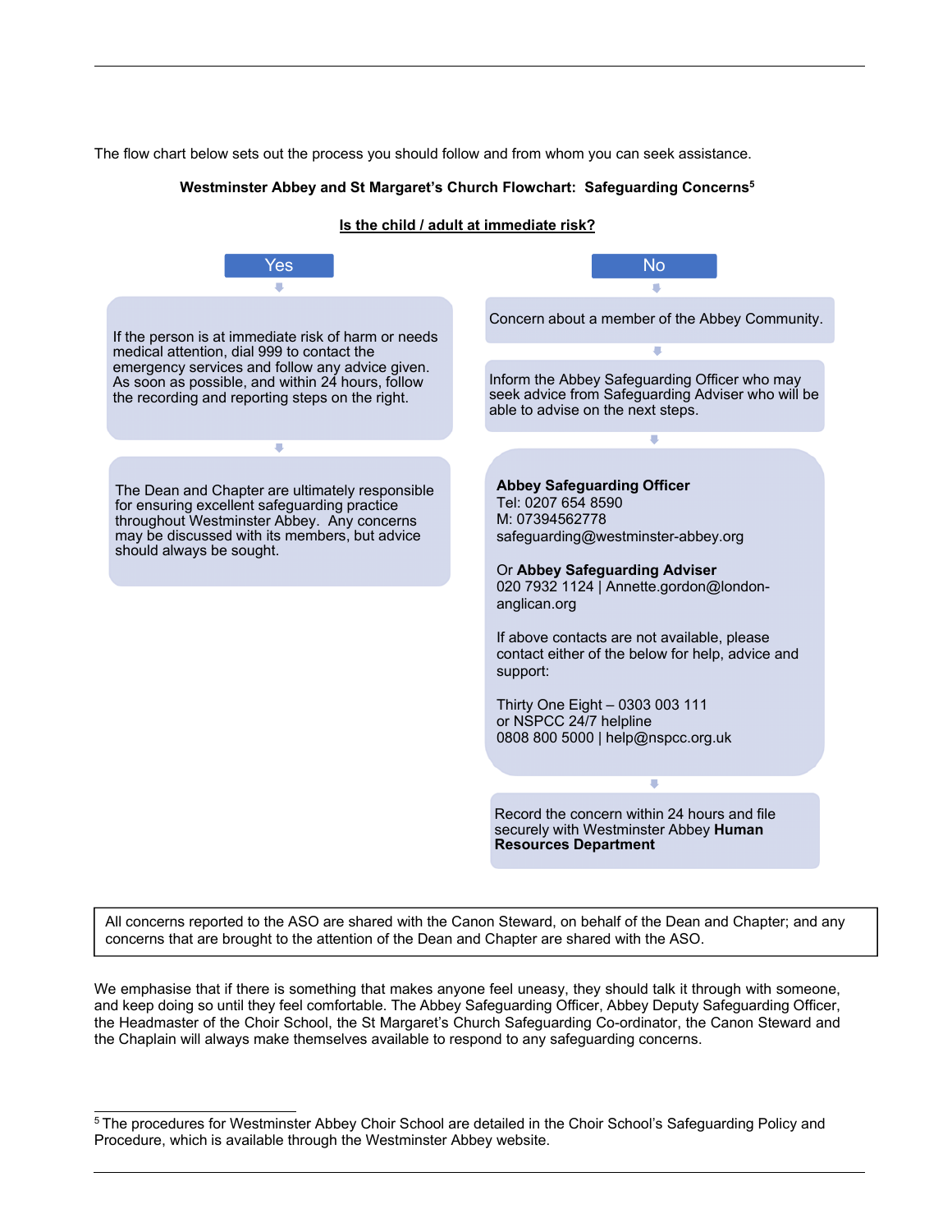The flow chart below sets out the process you should follow and from whom you can seek assistance.

**Westminster Abbey and St Margaret's Church Flowchart: Safeguarding Concerns**[5]

**Is the child / adult at immediate risk?**

**Yes**

If the person is at immediate risk of harm or needs medical attention, dial 999 to contact the emergency services and follow any advice given. As soon as possible, and within 24 hours, follow the recording and reporting steps on the right.

The Dean and Chapter are ultimately responsible for ensuring excellent safeguarding practice throughout Westminster Abbey. Any concerns may be discussed with its members, but advice should always be sought.

**No**

Concern about a member of the Abbey Community.

Inform the Abbey Safeguarding Officer who may seek advice from Safeguarding Adviser who will be able to advise on the next steps.

**Abbey Safeguarding Officer**
Tel: 0207 654 8590
M: 07394562778
safeguarding@westminster-abbey.org

Or **Abbey Safeguarding Adviser**
020 7932 1124 | Annette.gordon@london-anglican.org

If above contacts are not available, please contact either of the below for help, advice and support:

Thirty One Eight – 0303 003 111
or NSPCC 24/7 helpline
0808 800 5000 | help@nspcc.org.uk

Record the concern within 24 hours and file securely with Westminster Abbey **Human Resources Department**

All concerns reported to the ASO are shared with the Canon Steward, on behalf of the Dean and Chapter; and any concerns that are brought to the attention of the Dean and Chapter are shared with the ASO.

We emphasise that if there is something that makes anyone feel uneasy, they should talk it through with someone, and keep doing so until they feel comfortable. The Abbey Safeguarding Officer, Abbey Deputy Safeguarding Officer, the Headmaster of the Choir School, the St Margaret's Church Safeguarding Co-ordinator, the Canon Steward and the Chaplain will always make themselves available to respond to any safeguarding concerns.

[5] The procedures for Westminster Abbey Choir School are detailed in the Choir School's Safeguarding Policy and Procedure, which is available through the Westminster Abbey website.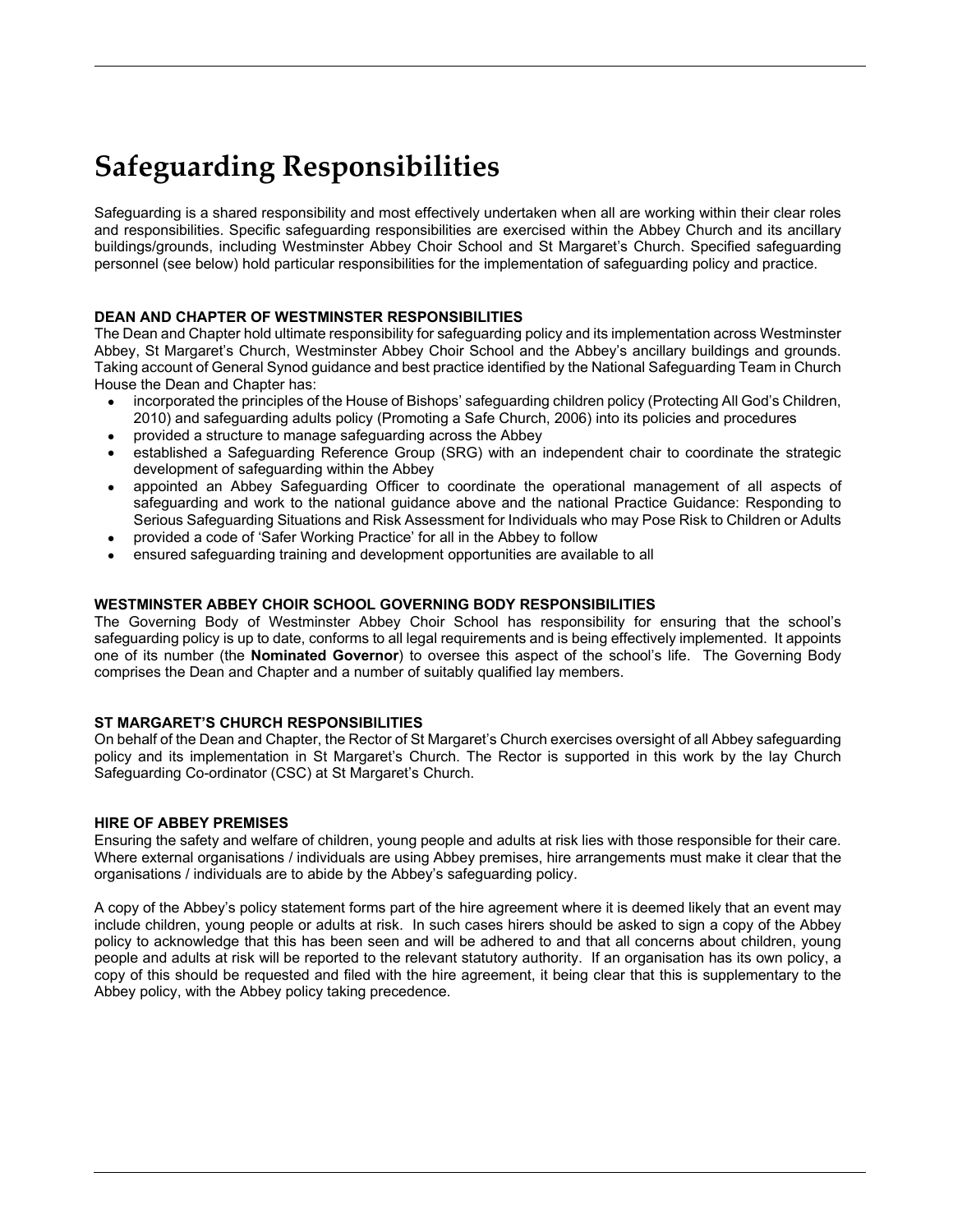# Safeguarding Responsibilities

Safeguarding is a shared responsibility and most effectively undertaken when all are working within their clear roles and responsibilities. Specific safeguarding responsibilities are exercised within the Abbey Church and its ancillary buildings/grounds, including Westminster Abbey Choir School and St Margaret's Church. Specified safeguarding personnel (see below) hold particular responsibilities for the implementation of safeguarding policy and practice.

### DEAN AND CHAPTER OF WESTMINSTER RESPONSIBILITIES

The Dean and Chapter hold ultimate responsibility for safeguarding policy and its implementation across Westminster Abbey, St Margaret's Church, Westminster Abbey Choir School and the Abbey's ancillary buildings and grounds. Taking account of General Synod guidance and best practice identified by the National Safeguarding Team in Church House the Dean and Chapter has:

- incorporated the principles of the House of Bishops' safeguarding children policy (Protecting All God's Children, 2010) and safeguarding adults policy (Promoting a Safe Church, 2006) into its policies and procedures
- provided a structure to manage safeguarding across the Abbey
- established a Safeguarding Reference Group (SRG) with an independent chair to coordinate the strategic development of safeguarding within the Abbey
- appointed an Abbey Safeguarding Officer to coordinate the operational management of all aspects of safeguarding and work to the national guidance above and the national Practice Guidance: Responding to Serious Safeguarding Situations and Risk Assessment for Individuals who may Pose Risk to Children or Adults
- provided a code of 'Safer Working Practice' for all in the Abbey to follow
- ensured safeguarding training and development opportunities are available to all

### WESTMINSTER ABBEY CHOIR SCHOOL GOVERNING BODY RESPONSIBILITIES

The Governing Body of Westminster Abbey Choir School has responsibility for ensuring that the school's safeguarding policy is up to date, conforms to all legal requirements and is being effectively implemented. It appoints one of its number (the **Nominated Governor**) to oversee this aspect of the school's life. The Governing Body comprises the Dean and Chapter and a number of suitably qualified lay members.

### ST MARGARET'S CHURCH RESPONSIBILITIES

On behalf of the Dean and Chapter, the Rector of St Margaret's Church exercises oversight of all Abbey safeguarding policy and its implementation in St Margaret's Church. The Rector is supported in this work by the lay Church Safeguarding Co-ordinator (CSC) at St Margaret's Church.

### HIRE OF ABBEY PREMISES

Ensuring the safety and welfare of children, young people and adults at risk lies with those responsible for their care. Where external organisations / individuals are using Abbey premises, hire arrangements must make it clear that the organisations / individuals are to abide by the Abbey's safeguarding policy.

A copy of the Abbey's policy statement forms part of the hire agreement where it is deemed likely that an event may include children, young people or adults at risk. In such cases hirers should be asked to sign a copy of the Abbey policy to acknowledge that this has been seen and will be adhered to and that all concerns about children, young people and adults at risk will be reported to the relevant statutory authority. If an organisation has its own policy, a copy of this should be requested and filed with the hire agreement, it being clear that this is supplementary to the Abbey policy, with the Abbey policy taking precedence.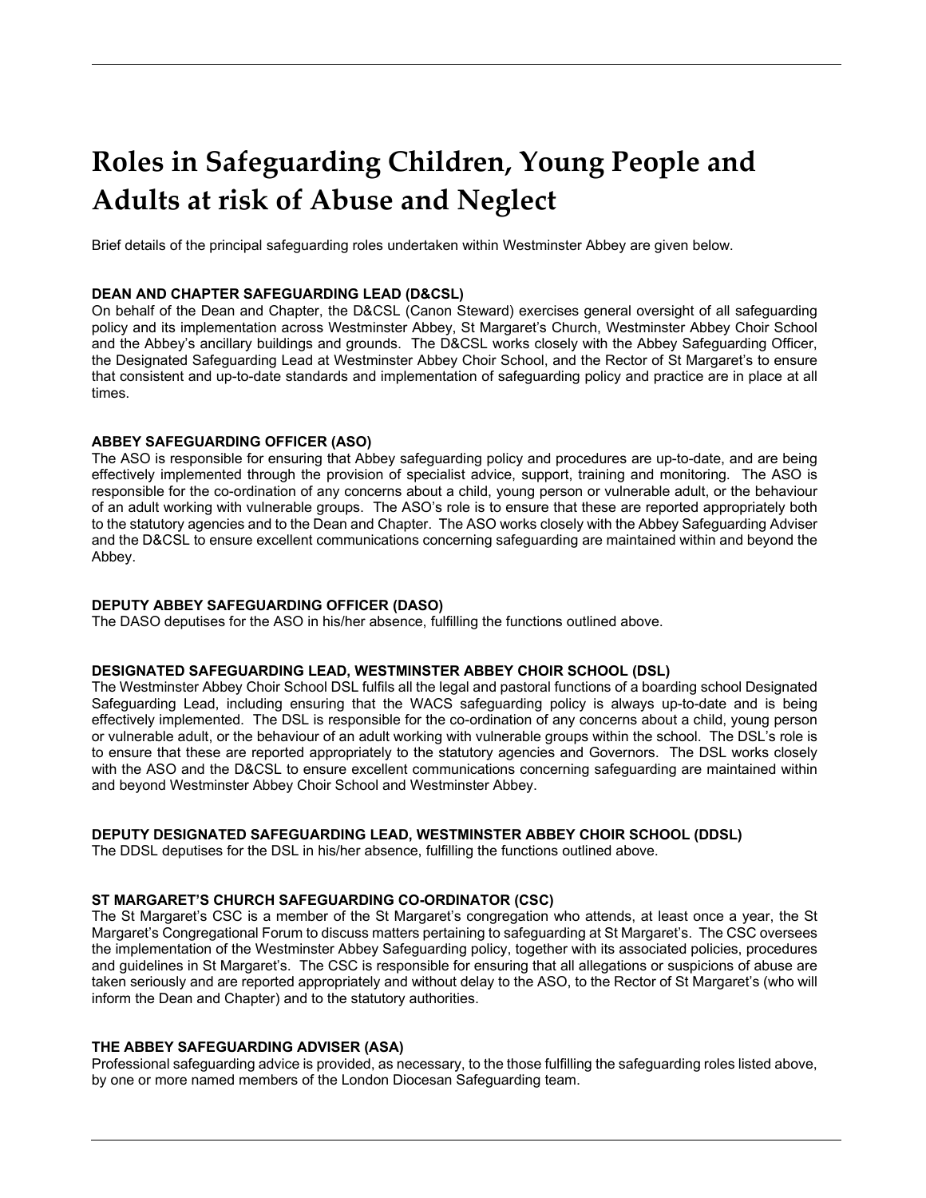# Roles in Safeguarding Children, Young People and Adults at risk of Abuse and Neglect

Brief details of the principal safeguarding roles undertaken within Westminster Abbey are given below.

**DEAN AND CHAPTER SAFEGUARDING LEAD (D&CSL)**

On behalf of the Dean and Chapter, the D&CSL (Canon Steward) exercises general oversight of all safeguarding policy and its implementation across Westminster Abbey, St Margaret's Church, Westminster Abbey Choir School and the Abbey's ancillary buildings and grounds. The D&CSL works closely with the Abbey Safeguarding Officer, the Designated Safeguarding Lead at Westminster Abbey Choir School, and the Rector of St Margaret's to ensure that consistent and up-to-date standards and implementation of safeguarding policy and practice are in place at all times.

**ABBEY SAFEGUARDING OFFICER (ASO)**

The ASO is responsible for ensuring that Abbey safeguarding policy and procedures are up-to-date, and are being effectively implemented through the provision of specialist advice, support, training and monitoring. The ASO is responsible for the co-ordination of any concerns about a child, young person or vulnerable adult, or the behaviour of an adult working with vulnerable groups. The ASO's role is to ensure that these are reported appropriately both to the statutory agencies and to the Dean and Chapter. The ASO works closely with the Abbey Safeguarding Adviser and the D&CSL to ensure excellent communications concerning safeguarding are maintained within and beyond the Abbey.

**DEPUTY ABBEY SAFEGUARDING OFFICER (DASO)**

The DASO deputises for the ASO in his/her absence, fulfilling the functions outlined above.

**DESIGNATED SAFEGUARDING LEAD, WESTMINSTER ABBEY CHOIR SCHOOL (DSL)**

The Westminster Abbey Choir School DSL fulfils all the legal and pastoral functions of a boarding school Designated Safeguarding Lead, including ensuring that the WACS safeguarding policy is always up-to-date and is being effectively implemented. The DSL is responsible for the co-ordination of any concerns about a child, young person or vulnerable adult, or the behaviour of an adult working with vulnerable groups within the school. The DSL's role is to ensure that these are reported appropriately to the statutory agencies and Governors. The DSL works closely with the ASO and the D&CSL to ensure excellent communications concerning safeguarding are maintained within and beyond Westminster Abbey Choir School and Westminster Abbey.

**DEPUTY DESIGNATED SAFEGUARDING LEAD, WESTMINSTER ABBEY CHOIR SCHOOL (DDSL)**

The DDSL deputises for the DSL in his/her absence, fulfilling the functions outlined above.

**ST MARGARET'S CHURCH SAFEGUARDING CO-ORDINATOR (CSC)**

The St Margaret's CSC is a member of the St Margaret's congregation who attends, at least once a year, the St Margaret's Congregational Forum to discuss matters pertaining to safeguarding at St Margaret's. The CSC oversees the implementation of the Westminster Abbey Safeguarding policy, together with its associated policies, procedures and guidelines in St Margaret's. The CSC is responsible for ensuring that all allegations or suspicions of abuse are taken seriously and are reported appropriately and without delay to the ASO, to the Rector of St Margaret's (who will inform the Dean and Chapter) and to the statutory authorities.

**THE ABBEY SAFEGUARDING ADVISER (ASA)**

Professional safeguarding advice is provided, as necessary, to the those fulfilling the safeguarding roles listed above, by one or more named members of the London Diocesan Safeguarding team.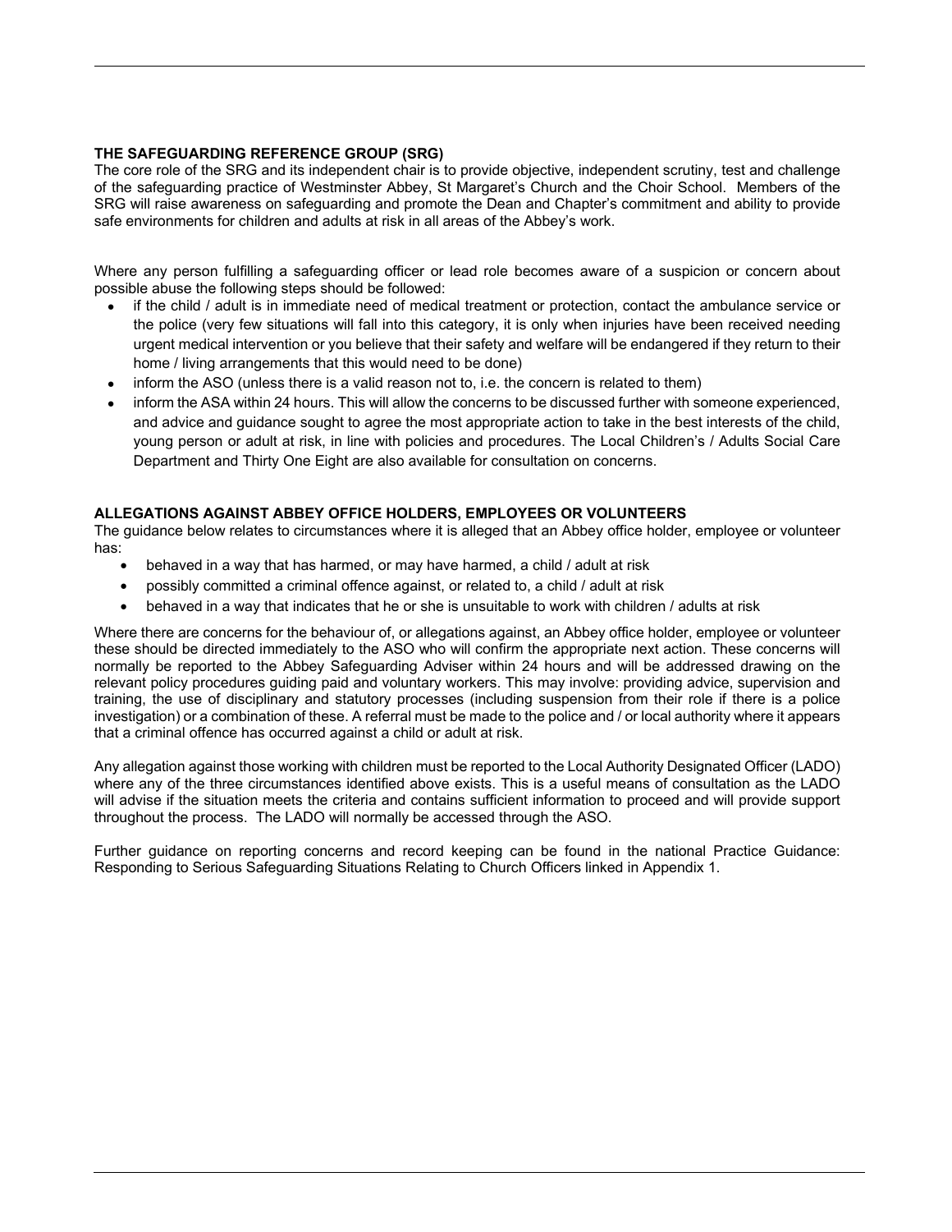**THE SAFEGUARDING REFERENCE GROUP (SRG)**
The core role of the SRG and its independent chair is to provide objective, independent scrutiny, test and challenge of the safeguarding practice of Westminster Abbey, St Margaret's Church and the Choir School. Members of the SRG will raise awareness on safeguarding and promote the Dean and Chapter's commitment and ability to provide safe environments for children and adults at risk in all areas of the Abbey's work.

Where any person fulfilling a safeguarding officer or lead role becomes aware of a suspicion or concern about possible abuse the following steps should be followed:

- if the child / adult is in immediate need of medical treatment or protection, contact the ambulance service or the police (very few situations will fall into this category, it is only when injuries have been received needing urgent medical intervention or you believe that their safety and welfare will be endangered if they return to their home / living arrangements that this would need to be done)
- inform the ASO (unless there is a valid reason not to, i.e. the concern is related to them)
- inform the ASA within 24 hours. This will allow the concerns to be discussed further with someone experienced, and advice and guidance sought to agree the most appropriate action to take in the best interests of the child, young person or adult at risk, in line with policies and procedures. The Local Children's / Adults Social Care Department and Thirty One Eight are also available for consultation on concerns.

**ALLEGATIONS AGAINST ABBEY OFFICE HOLDERS, EMPLOYEES OR VOLUNTEERS**
The guidance below relates to circumstances where it is alleged that an Abbey office holder, employee or volunteer has:

- behaved in a way that has harmed, or may have harmed, a child / adult at risk
- possibly committed a criminal offence against, or related to, a child / adult at risk
- behaved in a way that indicates that he or she is unsuitable to work with children / adults at risk

Where there are concerns for the behaviour of, or allegations against, an Abbey office holder, employee or volunteer these should be directed immediately to the ASO who will confirm the appropriate next action. These concerns will normally be reported to the Abbey Safeguarding Adviser within 24 hours and will be addressed drawing on the relevant policy procedures guiding paid and voluntary workers. This may involve: providing advice, supervision and training, the use of disciplinary and statutory processes (including suspension from their role if there is a police investigation) or a combination of these. A referral must be made to the police and / or local authority where it appears that a criminal offence has occurred against a child or adult at risk.

Any allegation against those working with children must be reported to the Local Authority Designated Officer (LADO) where any of the three circumstances identified above exists. This is a useful means of consultation as the LADO will advise if the situation meets the criteria and contains sufficient information to proceed and will provide support throughout the process. The LADO will normally be accessed through the ASO.

Further guidance on reporting concerns and record keeping can be found in the national Practice Guidance: Responding to Serious Safeguarding Situations Relating to Church Officers linked in Appendix 1.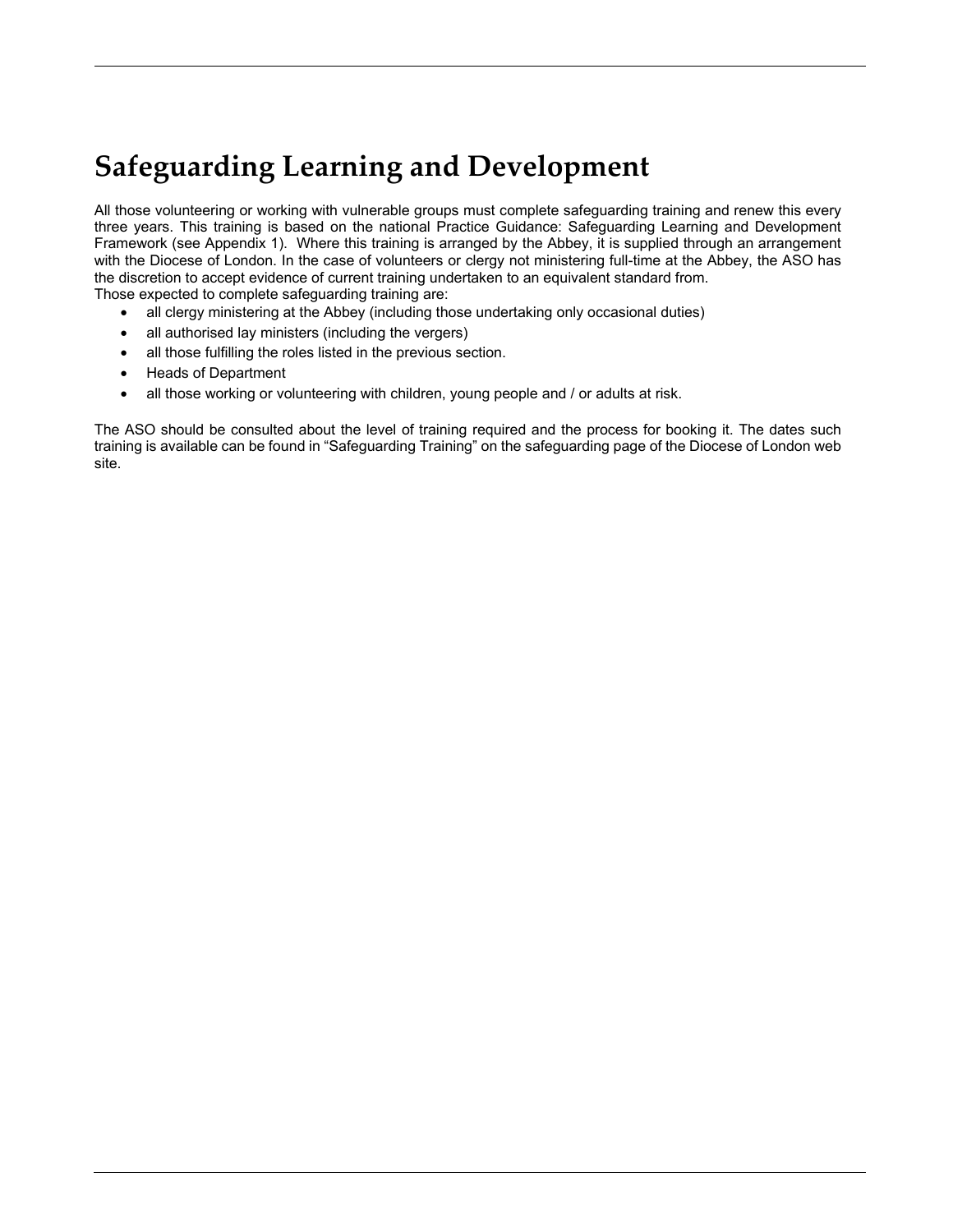# Safeguarding Learning and Development

All those volunteering or working with vulnerable groups must complete safeguarding training and renew this every three years. This training is based on the national Practice Guidance: Safeguarding Learning and Development Framework (see Appendix 1). Where this training is arranged by the Abbey, it is supplied through an arrangement with the Diocese of London. In the case of volunteers or clergy not ministering full-time at the Abbey, the ASO has the discretion to accept evidence of current training undertaken to an equivalent standard from.
Those expected to complete safeguarding training are:

- all clergy ministering at the Abbey (including those undertaking only occasional duties)
- all authorised lay ministers (including the vergers)
- all those fulfilling the roles listed in the previous section.
- Heads of Department
- all those working or volunteering with children, young people and / or adults at risk.

The ASO should be consulted about the level of training required and the process for booking it. The dates such training is available can be found in "Safeguarding Training" on the safeguarding page of the Diocese of London web site.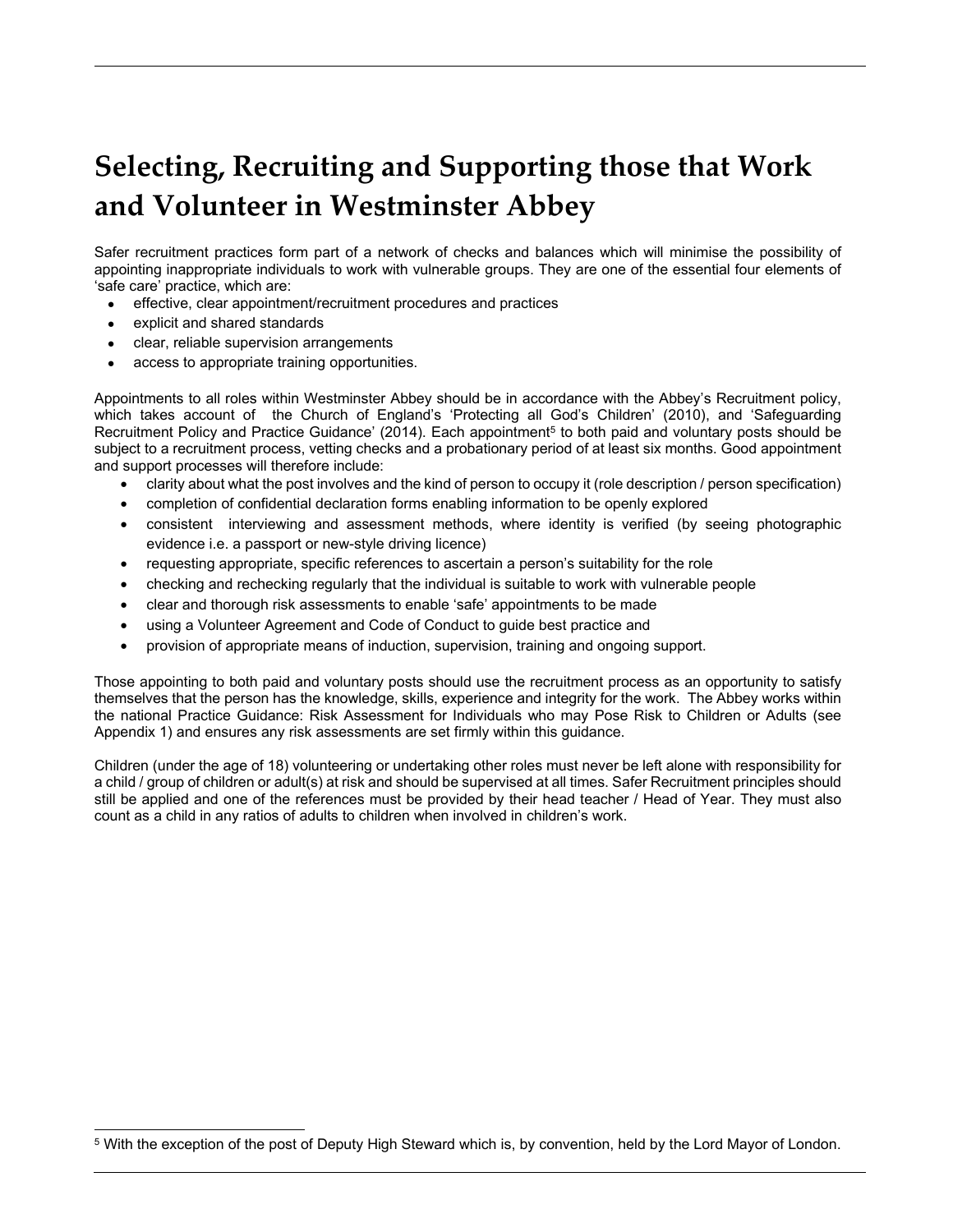# Selecting, Recruiting and Supporting those that Work and Volunteer in Westminster Abbey

Safer recruitment practices form part of a network of checks and balances which will minimise the possibility of appointing inappropriate individuals to work with vulnerable groups. They are one of the essential four elements of 'safe care' practice, which are:

- effective, clear appointment/recruitment procedures and practices
- explicit and shared standards
- clear, reliable supervision arrangements
- access to appropriate training opportunities.

Appointments to all roles within Westminster Abbey should be in accordance with the Abbey's Recruitment policy, which takes account of the Church of England's 'Protecting all God's Children' (2010), and 'Safeguarding Recruitment Policy and Practice Guidance' (2014). Each appointment[5] to both paid and voluntary posts should be subject to a recruitment process, vetting checks and a probationary period of at least six months. Good appointment and support processes will therefore include:

- clarity about what the post involves and the kind of person to occupy it (role description / person specification)
- completion of confidential declaration forms enabling information to be openly explored
- consistent interviewing and assessment methods, where identity is verified (by seeing photographic evidence i.e. a passport or new-style driving licence)
- requesting appropriate, specific references to ascertain a person's suitability for the role
- checking and rechecking regularly that the individual is suitable to work with vulnerable people
- clear and thorough risk assessments to enable 'safe' appointments to be made
- using a Volunteer Agreement and Code of Conduct to guide best practice and
- provision of appropriate means of induction, supervision, training and ongoing support.

Those appointing to both paid and voluntary posts should use the recruitment process as an opportunity to satisfy themselves that the person has the knowledge, skills, experience and integrity for the work. The Abbey works within the national Practice Guidance: Risk Assessment for Individuals who may Pose Risk to Children or Adults (see Appendix 1) and ensures any risk assessments are set firmly within this guidance.

Children (under the age of 18) volunteering or undertaking other roles must never be left alone with responsibility for a child / group of children or adult(s) at risk and should be supervised at all times. Safer Recruitment principles should still be applied and one of the references must be provided by their head teacher / Head of Year. They must also count as a child in any ratios of adults to children when involved in children's work.

[5] With the exception of the post of Deputy High Steward which is, by convention, held by the Lord Mayor of London.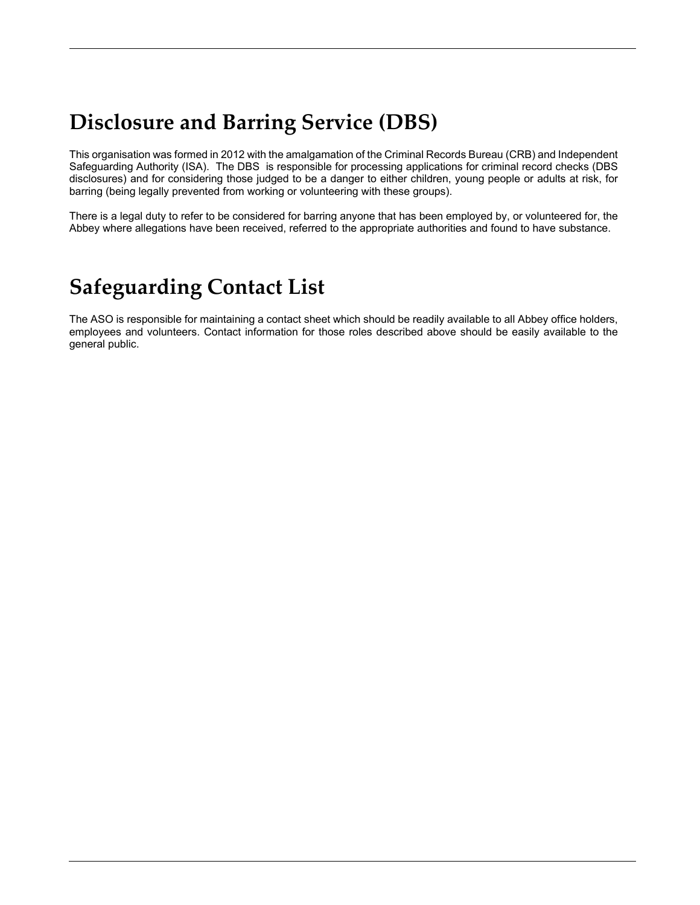## Disclosure and Barring Service (DBS)

This organisation was formed in 2012 with the amalgamation of the Criminal Records Bureau (CRB) and Independent Safeguarding Authority (ISA). The DBS is responsible for processing applications for criminal record checks (DBS disclosures) and for considering those judged to be a danger to either children, young people or adults at risk, for barring (being legally prevented from working or volunteering with these groups).

There is a legal duty to refer to be considered for barring anyone that has been employed by, or volunteered for, the Abbey where allegations have been received, referred to the appropriate authorities and found to have substance.

## Safeguarding Contact List

The ASO is responsible for maintaining a contact sheet which should be readily available to all Abbey office holders, employees and volunteers. Contact information for those roles described above should be easily available to the general public.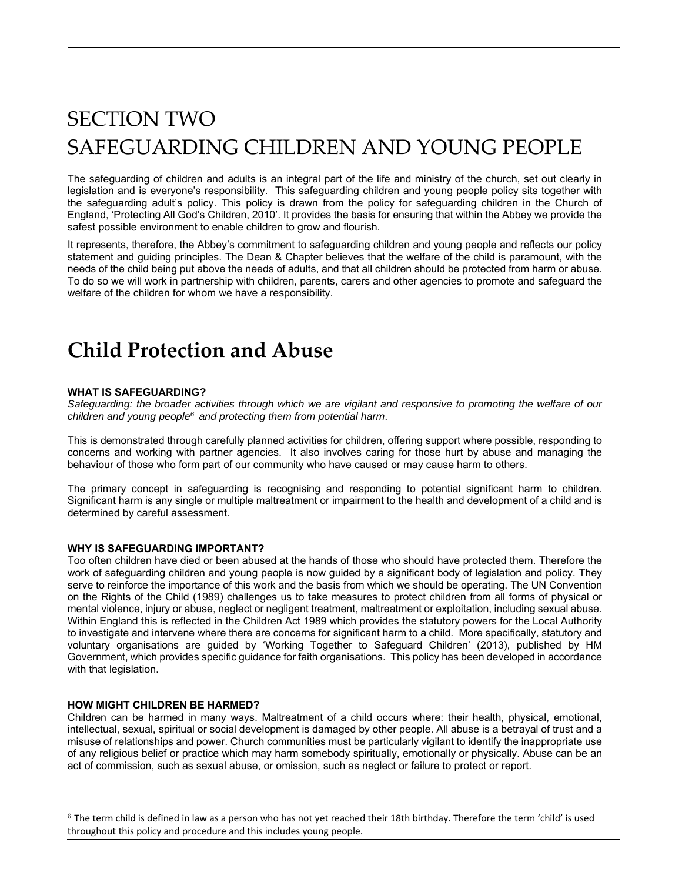# SECTION TWO
# SAFEGUARDING CHILDREN AND YOUNG PEOPLE

The safeguarding of children and adults is an integral part of the life and ministry of the church, set out clearly in legislation and is everyone's responsibility. This safeguarding children and young people policy sits together with the safeguarding adult's policy. This policy is drawn from the policy for safeguarding children in the Church of England, 'Protecting All God's Children, 2010'. It provides the basis for ensuring that within the Abbey we provide the safest possible environment to enable children to grow and flourish.

It represents, therefore, the Abbey's commitment to safeguarding children and young people and reflects our policy statement and guiding principles. The Dean & Chapter believes that the welfare of the child is paramount, with the needs of the child being put above the needs of adults, and that all children should be protected from harm or abuse. To do so we will work in partnership with children, parents, carers and other agencies to promote and safeguard the welfare of the children for whom we have a responsibility.

## Child Protection and Abuse

**WHAT IS SAFEGUARDING?**

*Safeguarding: the broader activities through which we are vigilant and responsive to promoting the welfare of our children and young people*[6] *and protecting them from potential harm*.

This is demonstrated through carefully planned activities for children, offering support where possible, responding to concerns and working with partner agencies. It also involves caring for those hurt by abuse and managing the behaviour of those who form part of our community who have caused or may cause harm to others.

The primary concept in safeguarding is recognising and responding to potential significant harm to children. Significant harm is any single or multiple maltreatment or impairment to the health and development of a child and is determined by careful assessment.

**WHY IS SAFEGUARDING IMPORTANT?**

Too often children have died or been abused at the hands of those who should have protected them. Therefore the work of safeguarding children and young people is now guided by a significant body of legislation and policy. They serve to reinforce the importance of this work and the basis from which we should be operating. The UN Convention on the Rights of the Child (1989) challenges us to take measures to protect children from all forms of physical or mental violence, injury or abuse, neglect or negligent treatment, maltreatment or exploitation, including sexual abuse. Within England this is reflected in the Children Act 1989 which provides the statutory powers for the Local Authority to investigate and intervene where there are concerns for significant harm to a child. More specifically, statutory and voluntary organisations are guided by 'Working Together to Safeguard Children' (2013), published by HM Government, which provides specific guidance for faith organisations. This policy has been developed in accordance with that legislation.

**HOW MIGHT CHILDREN BE HARMED?**

Children can be harmed in many ways. Maltreatment of a child occurs where: their health, physical, emotional, intellectual, sexual, spiritual or social development is damaged by other people. All abuse is a betrayal of trust and a misuse of relationships and power. Church communities must be particularly vigilant to identify the inappropriate use of any religious belief or practice which may harm somebody spiritually, emotionally or physically. Abuse can be an act of commission, such as sexual abuse, or omission, such as neglect or failure to protect or report.

---

[6] The term child is defined in law as a person who has not yet reached their 18th birthday. Therefore the term 'child' is used throughout this policy and procedure and this includes young people.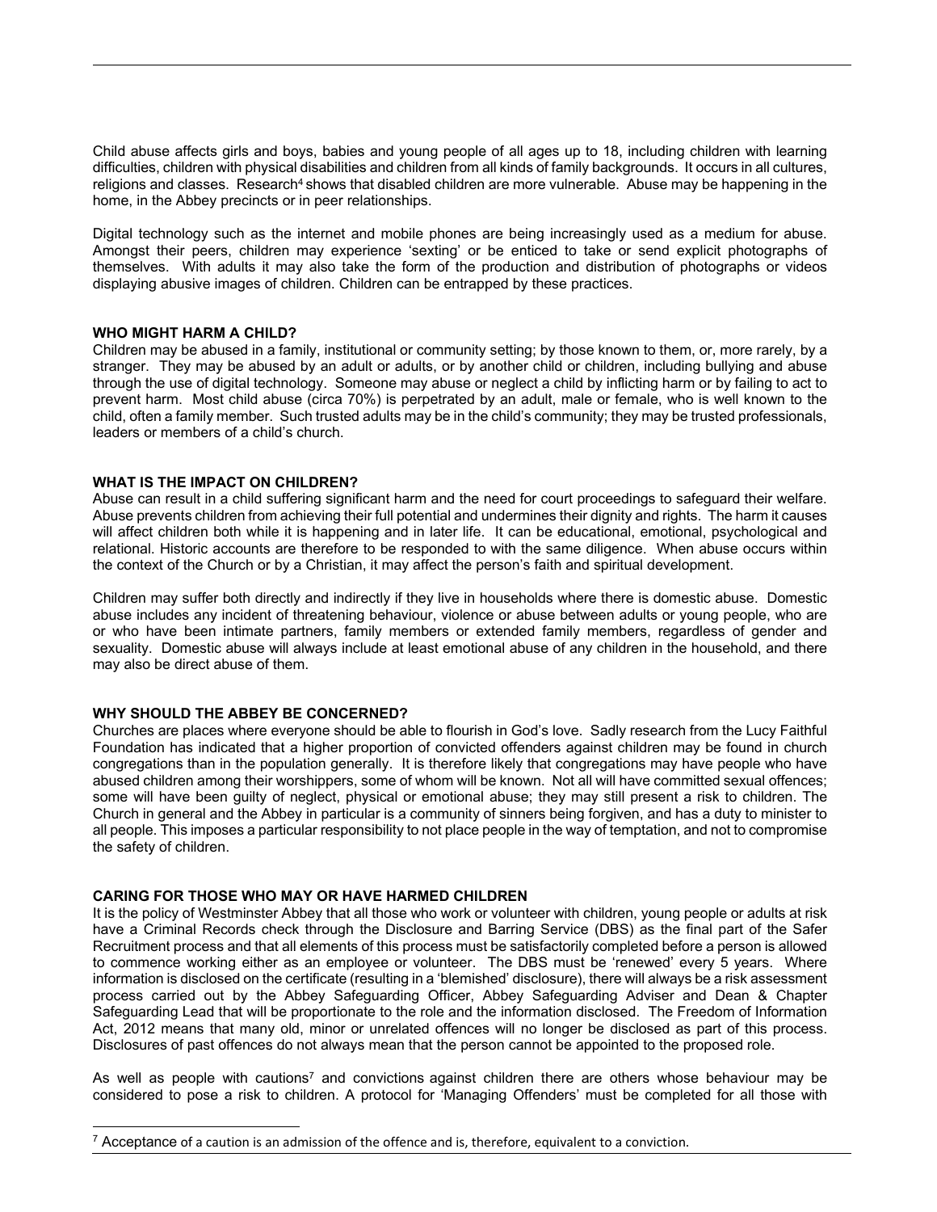Child abuse affects girls and boys, babies and young people of all ages up to 18, including children with learning difficulties, children with physical disabilities and children from all kinds of family backgrounds. It occurs in all cultures, religions and classes. Research[4] shows that disabled children are more vulnerable. Abuse may be happening in the home, in the Abbey precincts or in peer relationships.

Digital technology such as the internet and mobile phones are being increasingly used as a medium for abuse. Amongst their peers, children may experience 'sexting' or be enticed to take or send explicit photographs of themselves. With adults it may also take the form of the production and distribution of photographs or videos displaying abusive images of children. Children can be entrapped by these practices.

**WHO MIGHT HARM A CHILD?**

Children may be abused in a family, institutional or community setting; by those known to them, or, more rarely, by a stranger. They may be abused by an adult or adults, or by another child or children, including bullying and abuse through the use of digital technology. Someone may abuse or neglect a child by inflicting harm or by failing to act to prevent harm. Most child abuse (circa 70%) is perpetrated by an adult, male or female, who is well known to the child, often a family member. Such trusted adults may be in the child's community; they may be trusted professionals, leaders or members of a child's church.

**WHAT IS THE IMPACT ON CHILDREN?**

Abuse can result in a child suffering significant harm and the need for court proceedings to safeguard their welfare. Abuse prevents children from achieving their full potential and undermines their dignity and rights. The harm it causes will affect children both while it is happening and in later life. It can be educational, emotional, psychological and relational. Historic accounts are therefore to be responded to with the same diligence. When abuse occurs within the context of the Church or by a Christian, it may affect the person's faith and spiritual development.

Children may suffer both directly and indirectly if they live in households where there is domestic abuse. Domestic abuse includes any incident of threatening behaviour, violence or abuse between adults or young people, who are or who have been intimate partners, family members or extended family members, regardless of gender and sexuality. Domestic abuse will always include at least emotional abuse of any children in the household, and there may also be direct abuse of them.

**WHY SHOULD THE ABBEY BE CONCERNED?**

Churches are places where everyone should be able to flourish in God's love. Sadly research from the Lucy Faithful Foundation has indicated that a higher proportion of convicted offenders against children may be found in church congregations than in the population generally. It is therefore likely that congregations may have people who have abused children among their worshippers, some of whom will be known. Not all will have committed sexual offences; some will have been guilty of neglect, physical or emotional abuse; they may still present a risk to children. The Church in general and the Abbey in particular is a community of sinners being forgiven, and has a duty to minister to all people. This imposes a particular responsibility to not place people in the way of temptation, and not to compromise the safety of children.

**CARING FOR THOSE WHO MAY OR HAVE HARMED CHILDREN**

It is the policy of Westminster Abbey that all those who work or volunteer with children, young people or adults at risk have a Criminal Records check through the Disclosure and Barring Service (DBS) as the final part of the Safer Recruitment process and that all elements of this process must be satisfactorily completed before a person is allowed to commence working either as an employee or volunteer. The DBS must be 'renewed' every 5 years. Where information is disclosed on the certificate (resulting in a 'blemished' disclosure), there will always be a risk assessment process carried out by the Abbey Safeguarding Officer, Abbey Safeguarding Adviser and Dean & Chapter Safeguarding Lead that will be proportionate to the role and the information disclosed. The Freedom of Information Act, 2012 means that many old, minor or unrelated offences will no longer be disclosed as part of this process. Disclosures of past offences do not always mean that the person cannot be appointed to the proposed role.

As well as people with cautions[7] and convictions against children there are others whose behaviour may be considered to pose a risk to children. A protocol for 'Managing Offenders' must be completed for all those with

[7] Acceptance of a caution is an admission of the offence and is, therefore, equivalent to a conviction.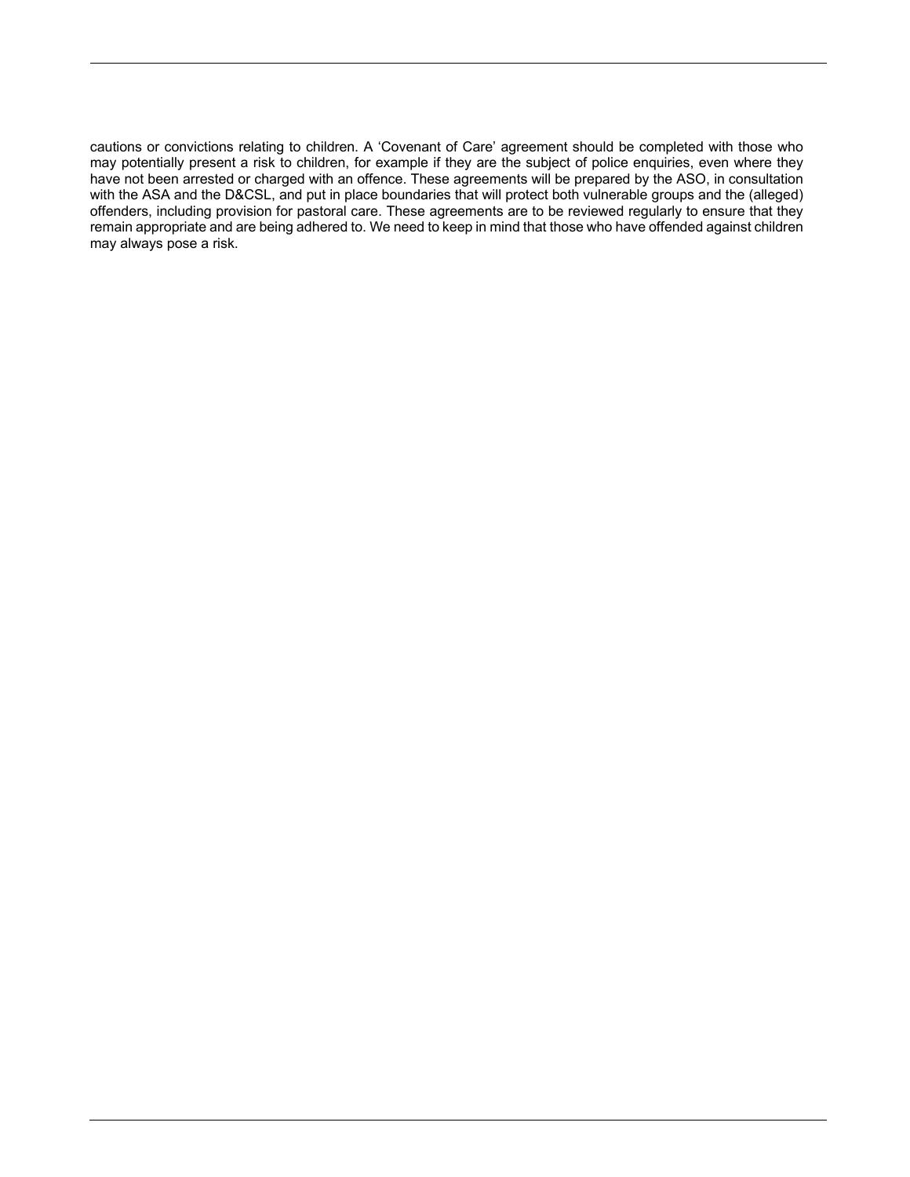cautions or convictions relating to children. A ‘Covenant of Care’ agreement should be completed with those who may potentially present a risk to children, for example if they are the subject of police enquiries, even where they have not been arrested or charged with an offence. These agreements will be prepared by the ASO, in consultation with the ASA and the D&CSL, and put in place boundaries that will protect both vulnerable groups and the (alleged) offenders, including provision for pastoral care. These agreements are to be reviewed regularly to ensure that they remain appropriate and are being adhered to. We need to keep in mind that those who have offended against children may always pose a risk.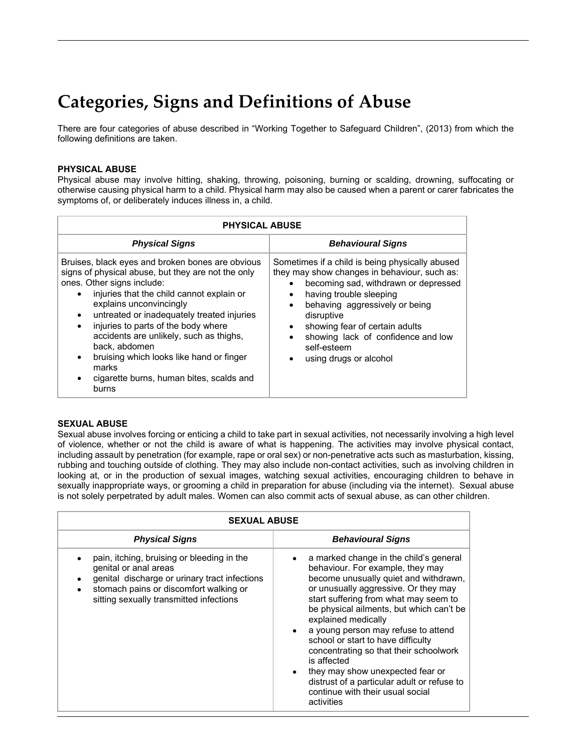# Categories, Signs and Definitions of Abuse

There are four categories of abuse described in "Working Together to Safeguard Children", (2013) from which the following definitions are taken.

**PHYSICAL ABUSE**

Physical abuse may involve hitting, shaking, throwing, poisoning, burning or scalding, drowning, suffocating or otherwise causing physical harm to a child. Physical harm may also be caused when a parent or carer fabricates the symptoms of, or deliberately induces illness in, a child.

| PHYSICAL ABUSE | |
|---|---|
| ***Physical Signs*** | ***Behavioural Signs*** |
| Bruises, black eyes and broken bones are obvious signs of physical abuse, but they are not the only ones. Other signs include: <br>• injuries that the child cannot explain or explains unconvincingly <br>• untreated or inadequately treated injuries <br>• injuries to parts of the body where accidents are unlikely, such as thighs, back, abdomen <br>• bruising which looks like hand or finger marks <br>• cigarette burns, human bites, scalds and burns | Sometimes if a child is being physically abused they may show changes in behaviour, such as: <br>• becoming sad, withdrawn or depressed <br>• having trouble sleeping <br>• behaving aggressively or being disruptive <br>• showing fear of certain adults <br>• showing lack of confidence and low self-esteem <br>• using drugs or alcohol |

**SEXUAL ABUSE**

Sexual abuse involves forcing or enticing a child to take part in sexual activities, not necessarily involving a high level of violence, whether or not the child is aware of what is happening. The activities may involve physical contact, including assault by penetration (for example, rape or oral sex) or non-penetrative acts such as masturbation, kissing, rubbing and touching outside of clothing. They may also include non-contact activities, such as involving children in looking at, or in the production of sexual images, watching sexual activities, encouraging children to behave in sexually inappropriate ways, or grooming a child in preparation for abuse (including via the internet). Sexual abuse is not solely perpetrated by adult males. Women can also commit acts of sexual abuse, as can other children.

| SEXUAL ABUSE | |
|---|---|
| ***Physical Signs*** | ***Behavioural Signs*** |
| • pain, itching, bruising or bleeding in the genital or anal areas <br>• genital discharge or urinary tract infections <br>• stomach pains or discomfort walking or sitting sexually transmitted infections | • a marked change in the child's general behaviour. For example, they may become unusually quiet and withdrawn, or unusually aggressive. Or they may start suffering from what may seem to be physical ailments, but which can't be explained medically <br>• a young person may refuse to attend school or start to have difficulty concentrating so that their schoolwork is affected <br>• they may show unexpected fear or distrust of a particular adult or refuse to continue with their usual social activities |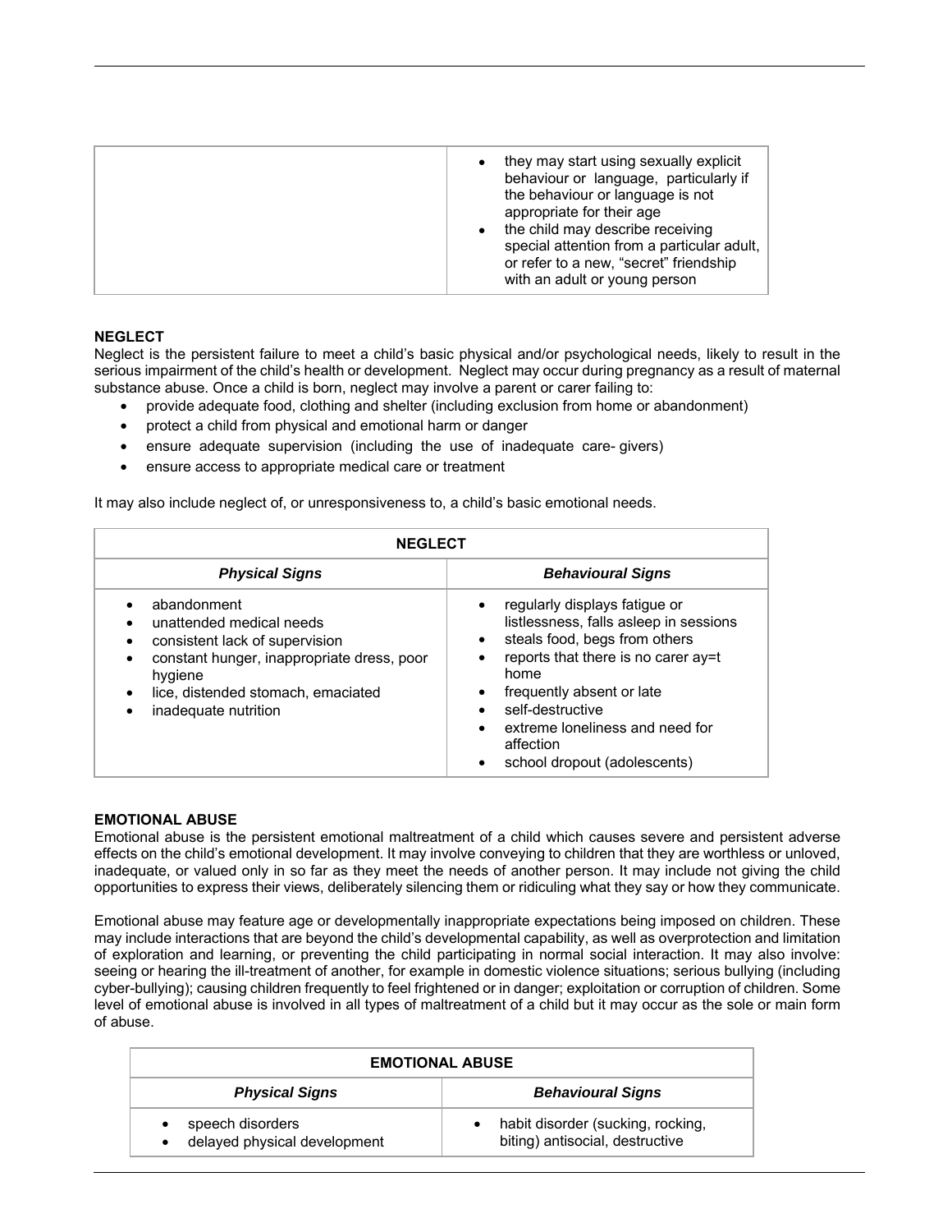| | |
|---|---|
| | • they may start using sexually explicit behaviour or language, particularly if the behaviour or language is not appropriate for their age<br>• the child may describe receiving special attention from a particular adult, or refer to a new, "secret" friendship with an adult or young person |

**NEGLECT**

Neglect is the persistent failure to meet a child's basic physical and/or psychological needs, likely to result in the serious impairment of the child's health or development. Neglect may occur during pregnancy as a result of maternal substance abuse. Once a child is born, neglect may involve a parent or carer failing to:

- provide adequate food, clothing and shelter (including exclusion from home or abandonment)
- protect a child from physical and emotional harm or danger
- ensure adequate supervision (including the use of inadequate care- givers)
- ensure access to appropriate medical care or treatment

It may also include neglect of, or unresponsiveness to, a child's basic emotional needs.

| NEGLECT | |
|---|---|
| ***Physical Signs*** | ***Behavioural Signs*** |
| • abandonment<br>• unattended medical needs<br>• consistent lack of supervision<br>• constant hunger, inappropriate dress, poor hygiene<br>• lice, distended stomach, emaciated<br>• inadequate nutrition | • regularly displays fatigue or listlessness, falls asleep in sessions<br>• steals food, begs from others<br>• reports that there is no carer ay=t home<br>• frequently absent or late<br>• self-destructive<br>• extreme loneliness and need for affection<br>• school dropout (adolescents) |

**EMOTIONAL ABUSE**

Emotional abuse is the persistent emotional maltreatment of a child which causes severe and persistent adverse effects on the child's emotional development. It may involve conveying to children that they are worthless or unloved, inadequate, or valued only in so far as they meet the needs of another person. It may include not giving the child opportunities to express their views, deliberately silencing them or ridiculing what they say or how they communicate.

Emotional abuse may feature age or developmentally inappropriate expectations being imposed on children. These may include interactions that are beyond the child's developmental capability, as well as overprotection and limitation of exploration and learning, or preventing the child participating in normal social interaction. It may also involve: seeing or hearing the ill-treatment of another, for example in domestic violence situations; serious bullying (including cyber-bullying); causing children frequently to feel frightened or in danger; exploitation or corruption of children. Some level of emotional abuse is involved in all types of maltreatment of a child but it may occur as the sole or main form of abuse.

| EMOTIONAL ABUSE | |
|---|---|
| ***Physical Signs*** | ***Behavioural Signs*** |
| • speech disorders<br>• delayed physical development | • habit disorder (sucking, rocking, biting) antisocial, destructive |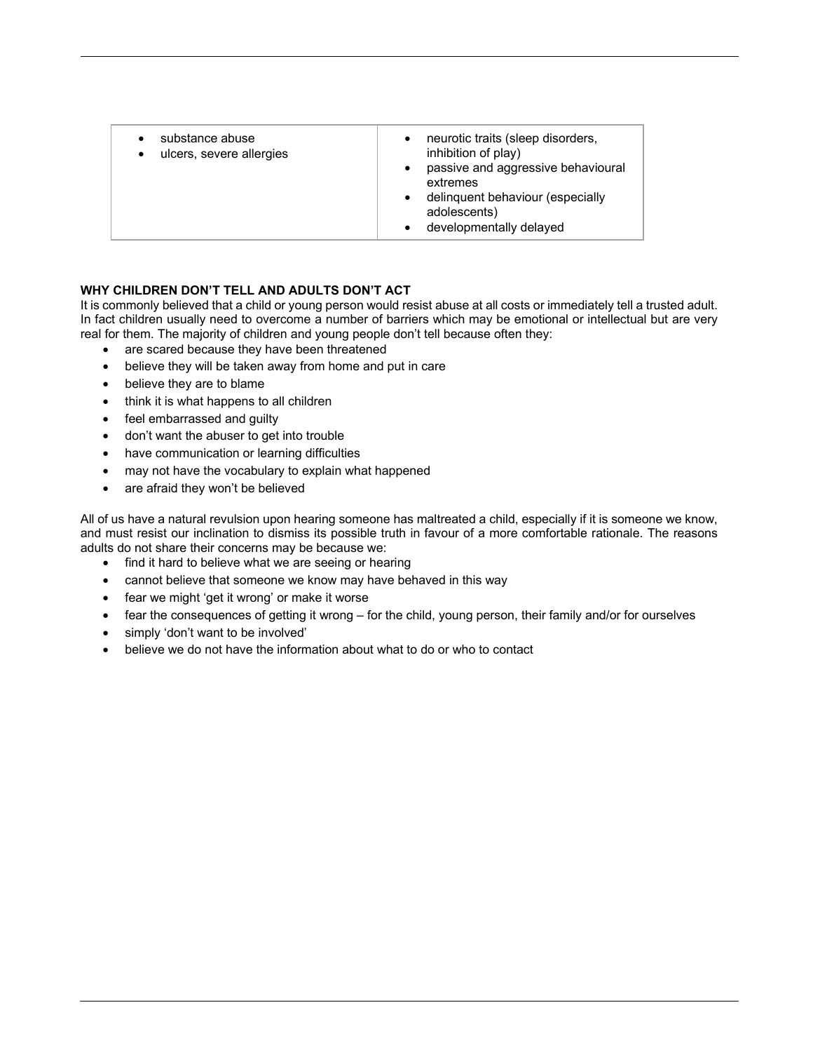| | |
|---|---|
| • substance abuse<br>• ulcers, severe allergies | • neurotic traits (sleep disorders, inhibition of play)<br>• passive and aggressive behavioural extremes<br>• delinquent behaviour (especially adolescents)<br>• developmentally delayed |

**WHY CHILDREN DON'T TELL AND ADULTS DON'T ACT**

It is commonly believed that a child or young person would resist abuse at all costs or immediately tell a trusted adult. In fact children usually need to overcome a number of barriers which may be emotional or intellectual but are very real for them. The majority of children and young people don't tell because often they:

- are scared because they have been threatened
- believe they will be taken away from home and put in care
- believe they are to blame
- think it is what happens to all children
- feel embarrassed and guilty
- don't want the abuser to get into trouble
- have communication or learning difficulties
- may not have the vocabulary to explain what happened
- are afraid they won't be believed

All of us have a natural revulsion upon hearing someone has maltreated a child, especially if it is someone we know, and must resist our inclination to dismiss its possible truth in favour of a more comfortable rationale. The reasons adults do not share their concerns may be because we:

- find it hard to believe what we are seeing or hearing
- cannot believe that someone we know may have behaved in this way
- fear we might 'get it wrong' or make it worse
- fear the consequences of getting it wrong – for the child, young person, their family and/or for ourselves
- simply 'don't want to be involved'
- believe we do not have the information about what to do or who to contact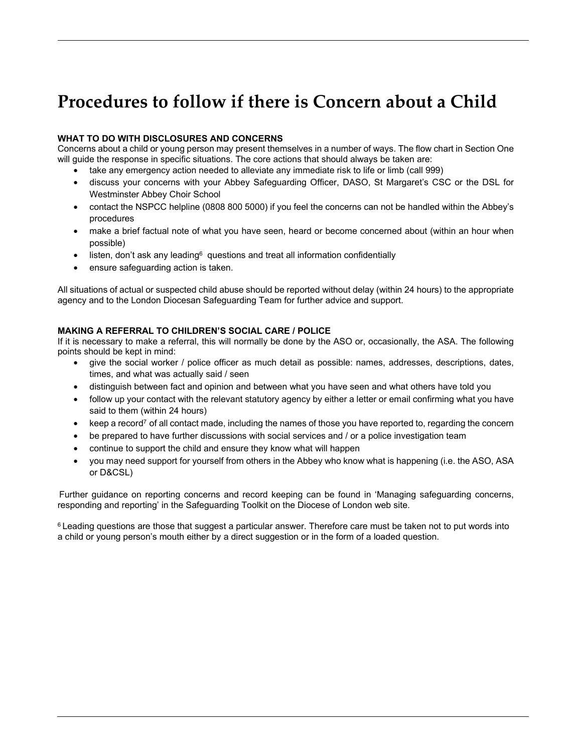# Procedures to follow if there is Concern about a Child

**WHAT TO DO WITH DISCLOSURES AND CONCERNS**

Concerns about a child or young person may present themselves in a number of ways. The flow chart in Section One will guide the response in specific situations. The core actions that should always be taken are:

- take any emergency action needed to alleviate any immediate risk to life or limb (call 999)
- discuss your concerns with your Abbey Safeguarding Officer, DASO, St Margaret's CSC or the DSL for Westminster Abbey Choir School
- contact the NSPCC helpline (0808 800 5000) if you feel the concerns can not be handled within the Abbey's procedures
- make a brief factual note of what you have seen, heard or become concerned about (within an hour when possible)
- listen, don't ask any leading[6] questions and treat all information confidentially
- ensure safeguarding action is taken.

All situations of actual or suspected child abuse should be reported without delay (within 24 hours) to the appropriate agency and to the London Diocesan Safeguarding Team for further advice and support.

**MAKING A REFERRAL TO CHILDREN'S SOCIAL CARE / POLICE**

If it is necessary to make a referral, this will normally be done by the ASO or, occasionally, the ASA. The following points should be kept in mind:

- give the social worker / police officer as much detail as possible: names, addresses, descriptions, dates, times, and what was actually said / seen
- distinguish between fact and opinion and between what you have seen and what others have told you
- follow up your contact with the relevant statutory agency by either a letter or email confirming what you have said to them (within 24 hours)
- keep a record[7] of all contact made, including the names of those you have reported to, regarding the concern
- be prepared to have further discussions with social services and / or a police investigation team
- continue to support the child and ensure they know what will happen
- you may need support for yourself from others in the Abbey who know what is happening (i.e. the ASO, ASA or D&CSL)

Further guidance on reporting concerns and record keeping can be found in 'Managing safeguarding concerns, responding and reporting' in the Safeguarding Toolkit on the Diocese of London web site.

[6] Leading questions are those that suggest a particular answer. Therefore care must be taken not to put words into a child or young person's mouth either by a direct suggestion or in the form of a loaded question.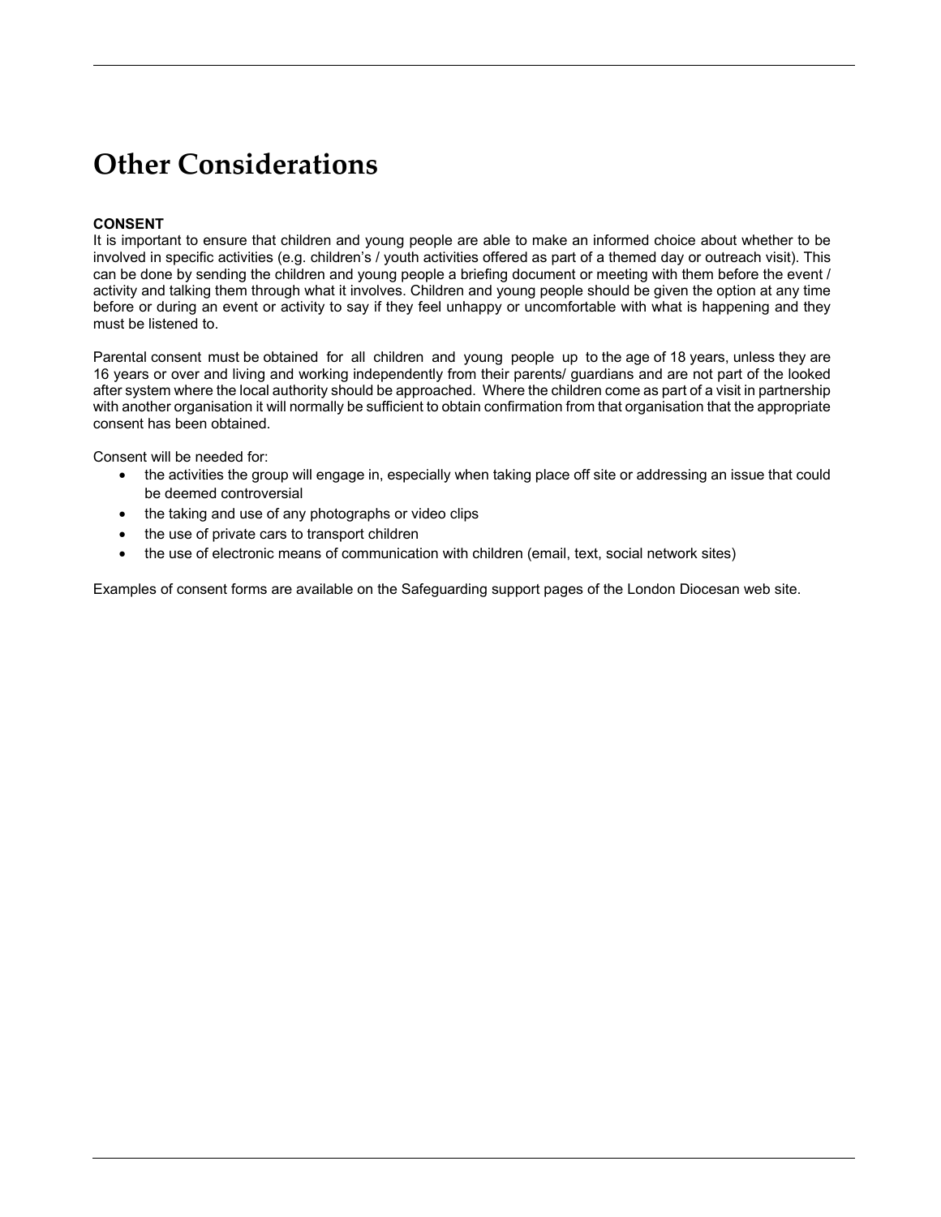# Other Considerations

**CONSENT**

It is important to ensure that children and young people are able to make an informed choice about whether to be involved in specific activities (e.g. children's / youth activities offered as part of a themed day or outreach visit). This can be done by sending the children and young people a briefing document or meeting with them before the event / activity and talking them through what it involves. Children and young people should be given the option at any time before or during an event or activity to say if they feel unhappy or uncomfortable with what is happening and they must be listened to.

Parental consent must be obtained for all children and young people up to the age of 18 years, unless they are 16 years or over and living and working independently from their parents/ guardians and are not part of the looked after system where the local authority should be approached. Where the children come as part of a visit in partnership with another organisation it will normally be sufficient to obtain confirmation from that organisation that the appropriate consent has been obtained.

Consent will be needed for:

- the activities the group will engage in, especially when taking place off site or addressing an issue that could be deemed controversial
- the taking and use of any photographs or video clips
- the use of private cars to transport children
- the use of electronic means of communication with children (email, text, social network sites)

Examples of consent forms are available on the Safeguarding support pages of the London Diocesan web site.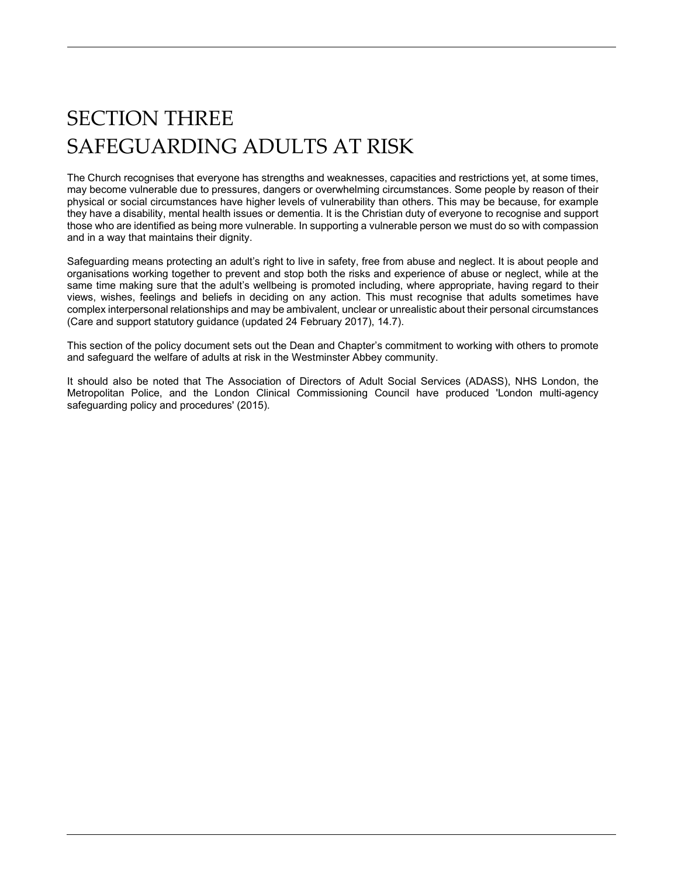# SECTION THREE
# SAFEGUARDING ADULTS AT RISK

The Church recognises that everyone has strengths and weaknesses, capacities and restrictions yet, at some times, may become vulnerable due to pressures, dangers or overwhelming circumstances. Some people by reason of their physical or social circumstances have higher levels of vulnerability than others. This may be because, for example they have a disability, mental health issues or dementia. It is the Christian duty of everyone to recognise and support those who are identified as being more vulnerable. In supporting a vulnerable person we must do so with compassion and in a way that maintains their dignity.

Safeguarding means protecting an adult's right to live in safety, free from abuse and neglect. It is about people and organisations working together to prevent and stop both the risks and experience of abuse or neglect, while at the same time making sure that the adult's wellbeing is promoted including, where appropriate, having regard to their views, wishes, feelings and beliefs in deciding on any action. This must recognise that adults sometimes have complex interpersonal relationships and may be ambivalent, unclear or unrealistic about their personal circumstances (Care and support statutory guidance (updated 24 February 2017), 14.7).

This section of the policy document sets out the Dean and Chapter's commitment to working with others to promote and safeguard the welfare of adults at risk in the Westminster Abbey community.

It should also be noted that The Association of Directors of Adult Social Services (ADASS), NHS London, the Metropolitan Police, and the London Clinical Commissioning Council have produced 'London multi-agency safeguarding policy and procedures' (2015).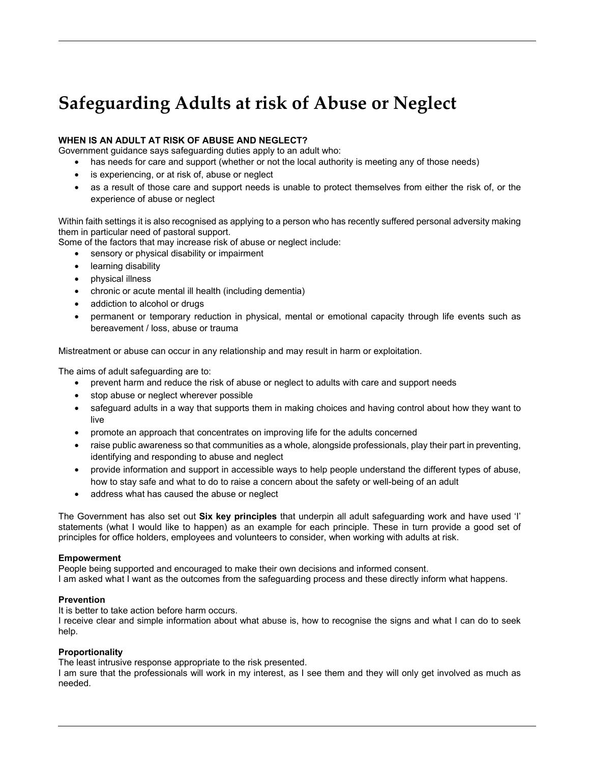# Safeguarding Adults at risk of Abuse or Neglect

**WHEN IS AN ADULT AT RISK OF ABUSE AND NEGLECT?**

Government guidance says safeguarding duties apply to an adult who:

- has needs for care and support (whether or not the local authority is meeting any of those needs)
- is experiencing, or at risk of, abuse or neglect
- as a result of those care and support needs is unable to protect themselves from either the risk of, or the experience of abuse or neglect

Within faith settings it is also recognised as applying to a person who has recently suffered personal adversity making them in particular need of pastoral support.

Some of the factors that may increase risk of abuse or neglect include:

- sensory or physical disability or impairment
- learning disability
- physical illness
- chronic or acute mental ill health (including dementia)
- addiction to alcohol or drugs
- permanent or temporary reduction in physical, mental or emotional capacity through life events such as bereavement / loss, abuse or trauma

Mistreatment or abuse can occur in any relationship and may result in harm or exploitation.

The aims of adult safeguarding are to:

- prevent harm and reduce the risk of abuse or neglect to adults with care and support needs
- stop abuse or neglect wherever possible
- safeguard adults in a way that supports them in making choices and having control about how they want to live
- promote an approach that concentrates on improving life for the adults concerned
- raise public awareness so that communities as a whole, alongside professionals, play their part in preventing, identifying and responding to abuse and neglect
- provide information and support in accessible ways to help people understand the different types of abuse, how to stay safe and what to do to raise a concern about the safety or well-being of an adult
- address what has caused the abuse or neglect

The Government has also set out **Six key principles** that underpin all adult safeguarding work and have used 'I' statements (what I would like to happen) as an example for each principle. These in turn provide a good set of principles for office holders, employees and volunteers to consider, when working with adults at risk.

**Empowerment**

People being supported and encouraged to make their own decisions and informed consent.

I am asked what I want as the outcomes from the safeguarding process and these directly inform what happens.

**Prevention**

It is better to take action before harm occurs.

I receive clear and simple information about what abuse is, how to recognise the signs and what I can do to seek help.

**Proportionality**

The least intrusive response appropriate to the risk presented.

I am sure that the professionals will work in my interest, as I see them and they will only get involved as much as needed.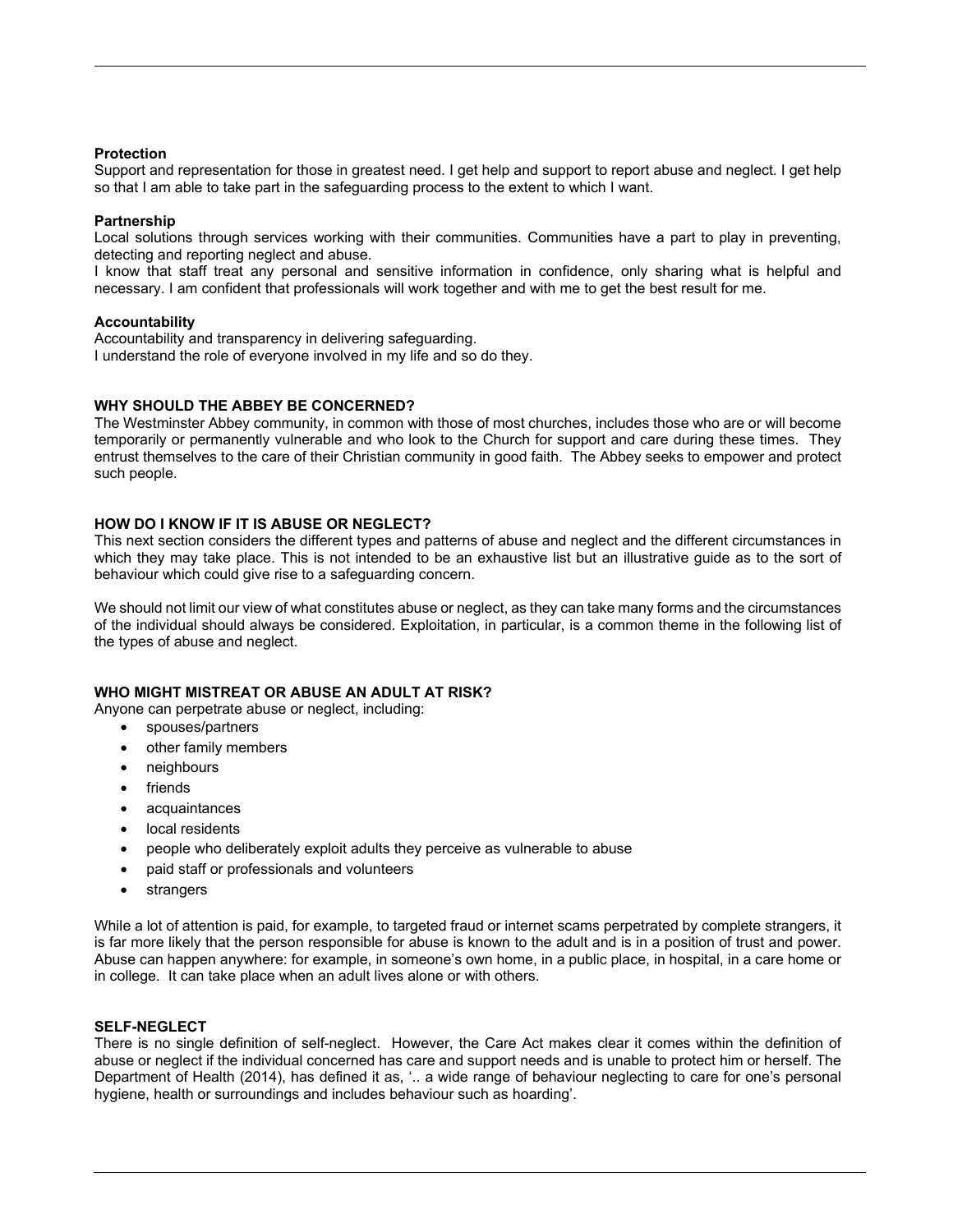**Protection**

Support and representation for those in greatest need. I get help and support to report abuse and neglect. I get help so that I am able to take part in the safeguarding process to the extent to which I want.

**Partnership**

Local solutions through services working with their communities. Communities have a part to play in preventing, detecting and reporting neglect and abuse.

I know that staff treat any personal and sensitive information in confidence, only sharing what is helpful and necessary. I am confident that professionals will work together and with me to get the best result for me.

**Accountability**

Accountability and transparency in delivering safeguarding.

I understand the role of everyone involved in my life and so do they.

**WHY SHOULD THE ABBEY BE CONCERNED?**

The Westminster Abbey community, in common with those of most churches, includes those who are or will become temporarily or permanently vulnerable and who look to the Church for support and care during these times. They entrust themselves to the care of their Christian community in good faith. The Abbey seeks to empower and protect such people.

**HOW DO I KNOW IF IT IS ABUSE OR NEGLECT?**

This next section considers the different types and patterns of abuse and neglect and the different circumstances in which they may take place. This is not intended to be an exhaustive list but an illustrative guide as to the sort of behaviour which could give rise to a safeguarding concern.

We should not limit our view of what constitutes abuse or neglect, as they can take many forms and the circumstances of the individual should always be considered. Exploitation, in particular, is a common theme in the following list of the types of abuse and neglect.

**WHO MIGHT MISTREAT OR ABUSE AN ADULT AT RISK?**

Anyone can perpetrate abuse or neglect, including:

- spouses/partners
- other family members
- neighbours
- friends
- acquaintances
- local residents
- people who deliberately exploit adults they perceive as vulnerable to abuse
- paid staff or professionals and volunteers
- strangers

While a lot of attention is paid, for example, to targeted fraud or internet scams perpetrated by complete strangers, it is far more likely that the person responsible for abuse is known to the adult and is in a position of trust and power. Abuse can happen anywhere: for example, in someone's own home, in a public place, in hospital, in a care home or in college. It can take place when an adult lives alone or with others.

**SELF-NEGLECT**

There is no single definition of self-neglect. However, the Care Act makes clear it comes within the definition of abuse or neglect if the individual concerned has care and support needs and is unable to protect him or herself. The Department of Health (2014), has defined it as, '.. a wide range of behaviour neglecting to care for one's personal hygiene, health or surroundings and includes behaviour such as hoarding'.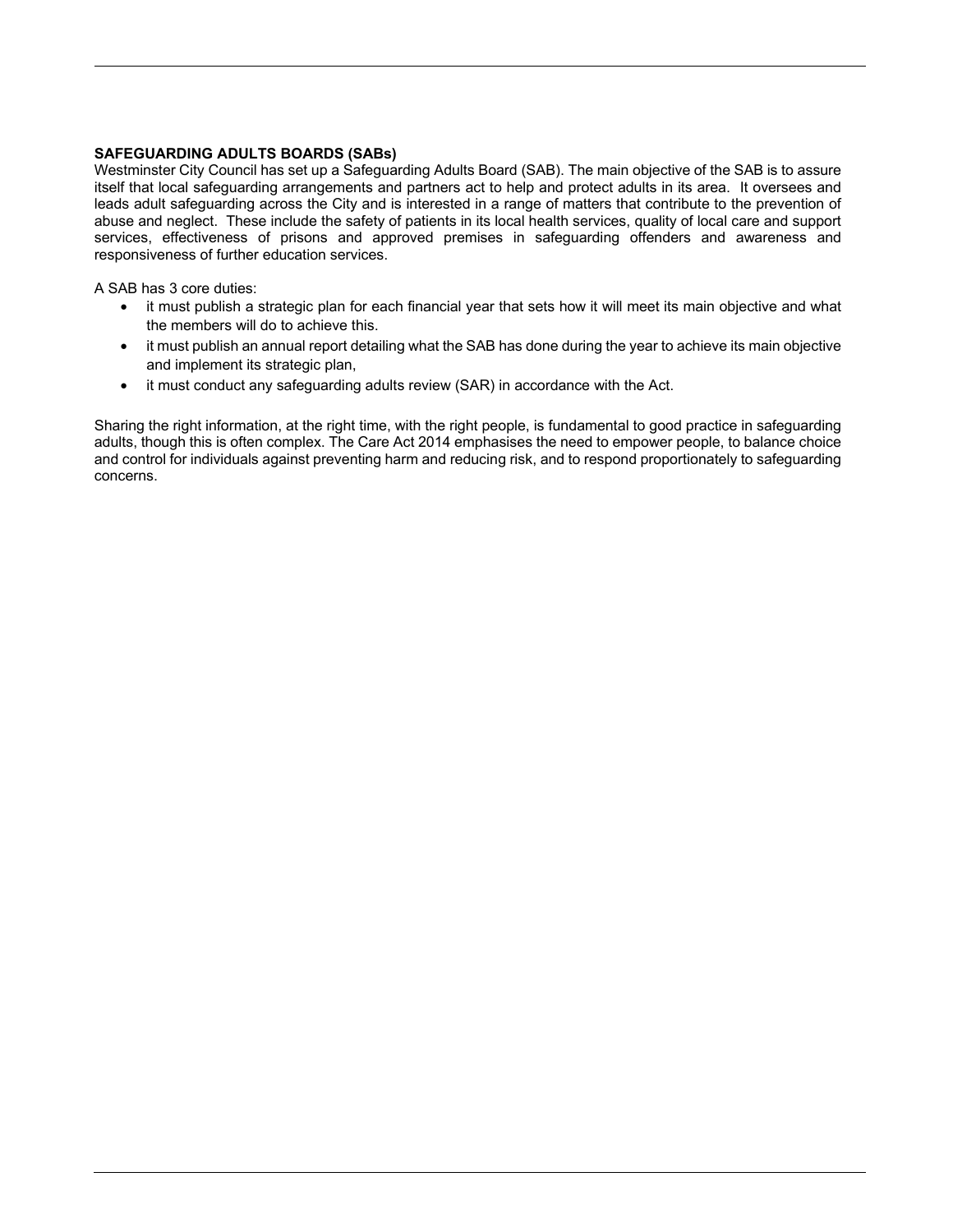**SAFEGUARDING ADULTS BOARDS (SABs)**

Westminster City Council has set up a Safeguarding Adults Board (SAB). The main objective of the SAB is to assure itself that local safeguarding arrangements and partners act to help and protect adults in its area. It oversees and leads adult safeguarding across the City and is interested in a range of matters that contribute to the prevention of abuse and neglect. These include the safety of patients in its local health services, quality of local care and support services, effectiveness of prisons and approved premises in safeguarding offenders and awareness and responsiveness of further education services.

A SAB has 3 core duties:

- it must publish a strategic plan for each financial year that sets how it will meet its main objective and what the members will do to achieve this.
- it must publish an annual report detailing what the SAB has done during the year to achieve its main objective and implement its strategic plan,
- it must conduct any safeguarding adults review (SAR) in accordance with the Act.

Sharing the right information, at the right time, with the right people, is fundamental to good practice in safeguarding adults, though this is often complex. The Care Act 2014 emphasises the need to empower people, to balance choice and control for individuals against preventing harm and reducing risk, and to respond proportionately to safeguarding concerns.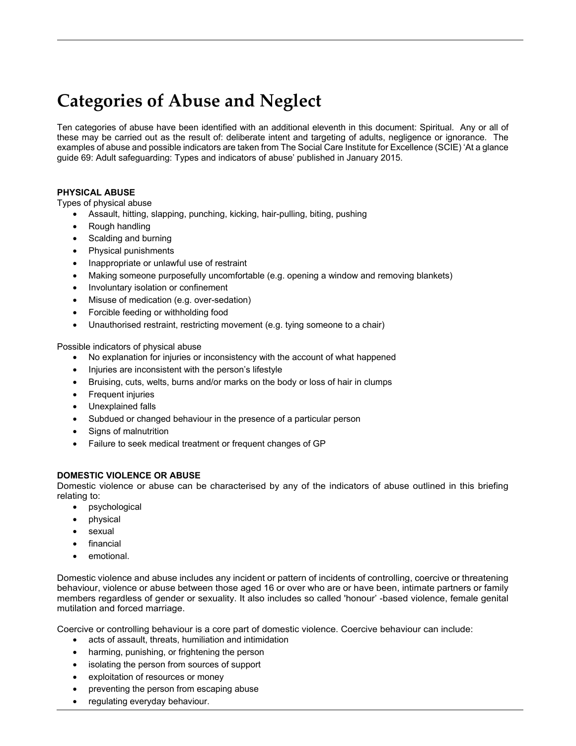# Categories of Abuse and Neglect

Ten categories of abuse have been identified with an additional eleventh in this document: Spiritual. Any or all of these may be carried out as the result of: deliberate intent and targeting of adults, negligence or ignorance. The examples of abuse and possible indicators are taken from The Social Care Institute for Excellence (SCIE) 'At a glance guide 69: Adult safeguarding: Types and indicators of abuse' published in January 2015.

**PHYSICAL ABUSE**

Types of physical abuse

- Assault, hitting, slapping, punching, kicking, hair-pulling, biting, pushing
- Rough handling
- Scalding and burning
- Physical punishments
- Inappropriate or unlawful use of restraint
- Making someone purposefully uncomfortable (e.g. opening a window and removing blankets)
- Involuntary isolation or confinement
- Misuse of medication (e.g. over-sedation)
- Forcible feeding or withholding food
- Unauthorised restraint, restricting movement (e.g. tying someone to a chair)

Possible indicators of physical abuse

- No explanation for injuries or inconsistency with the account of what happened
- Injuries are inconsistent with the person's lifestyle
- Bruising, cuts, welts, burns and/or marks on the body or loss of hair in clumps
- Frequent injuries
- Unexplained falls
- Subdued or changed behaviour in the presence of a particular person
- Signs of malnutrition
- Failure to seek medical treatment or frequent changes of GP

**DOMESTIC VIOLENCE OR ABUSE**

Domestic violence or abuse can be characterised by any of the indicators of abuse outlined in this briefing relating to:

- psychological
- physical
- sexual
- financial
- emotional.

Domestic violence and abuse includes any incident or pattern of incidents of controlling, coercive or threatening behaviour, violence or abuse between those aged 16 or over who are or have been, intimate partners or family members regardless of gender or sexuality. It also includes so called 'honour' -based violence, female genital mutilation and forced marriage.

Coercive or controlling behaviour is a core part of domestic violence. Coercive behaviour can include:

- acts of assault, threats, humiliation and intimidation
- harming, punishing, or frightening the person
- isolating the person from sources of support
- exploitation of resources or money
- preventing the person from escaping abuse
- regulating everyday behaviour.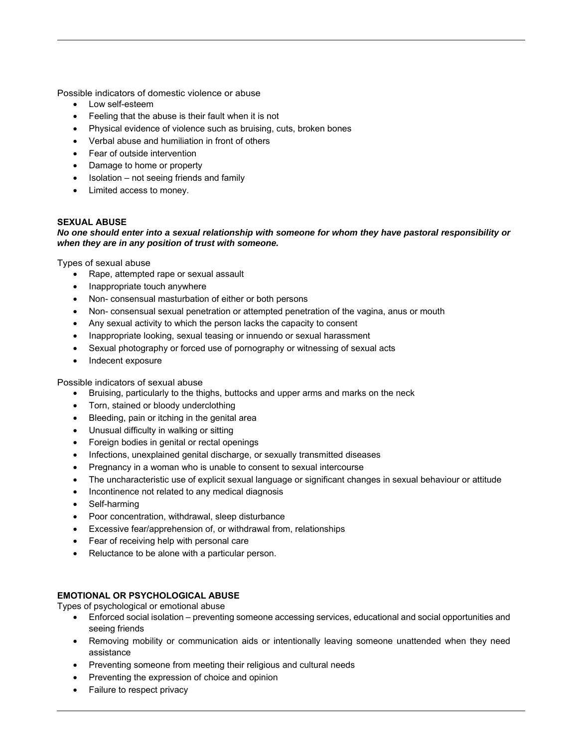Possible indicators of domestic violence or abuse

- Low self-esteem
- Feeling that the abuse is their fault when it is not
- Physical evidence of violence such as bruising, cuts, broken bones
- Verbal abuse and humiliation in front of others
- Fear of outside intervention
- Damage to home or property
- Isolation – not seeing friends and family
- Limited access to money.

**SEXUAL ABUSE**

***No one should enter into a sexual relationship with someone for whom they have pastoral responsibility or when they are in any position of trust with someone.***

Types of sexual abuse

- Rape, attempted rape or sexual assault
- Inappropriate touch anywhere
- Non- consensual masturbation of either or both persons
- Non- consensual sexual penetration or attempted penetration of the vagina, anus or mouth
- Any sexual activity to which the person lacks the capacity to consent
- Inappropriate looking, sexual teasing or innuendo or sexual harassment
- Sexual photography or forced use of pornography or witnessing of sexual acts
- Indecent exposure

Possible indicators of sexual abuse

- Bruising, particularly to the thighs, buttocks and upper arms and marks on the neck
- Torn, stained or bloody underclothing
- Bleeding, pain or itching in the genital area
- Unusual difficulty in walking or sitting
- Foreign bodies in genital or rectal openings
- Infections, unexplained genital discharge, or sexually transmitted diseases
- Pregnancy in a woman who is unable to consent to sexual intercourse
- The uncharacteristic use of explicit sexual language or significant changes in sexual behaviour or attitude
- Incontinence not related to any medical diagnosis
- Self-harming
- Poor concentration, withdrawal, sleep disturbance
- Excessive fear/apprehension of, or withdrawal from, relationships
- Fear of receiving help with personal care
- Reluctance to be alone with a particular person.

**EMOTIONAL OR PSYCHOLOGICAL ABUSE**

Types of psychological or emotional abuse

- Enforced social isolation – preventing someone accessing services, educational and social opportunities and seeing friends
- Removing mobility or communication aids or intentionally leaving someone unattended when they need assistance
- Preventing someone from meeting their religious and cultural needs
- Preventing the expression of choice and opinion
- Failure to respect privacy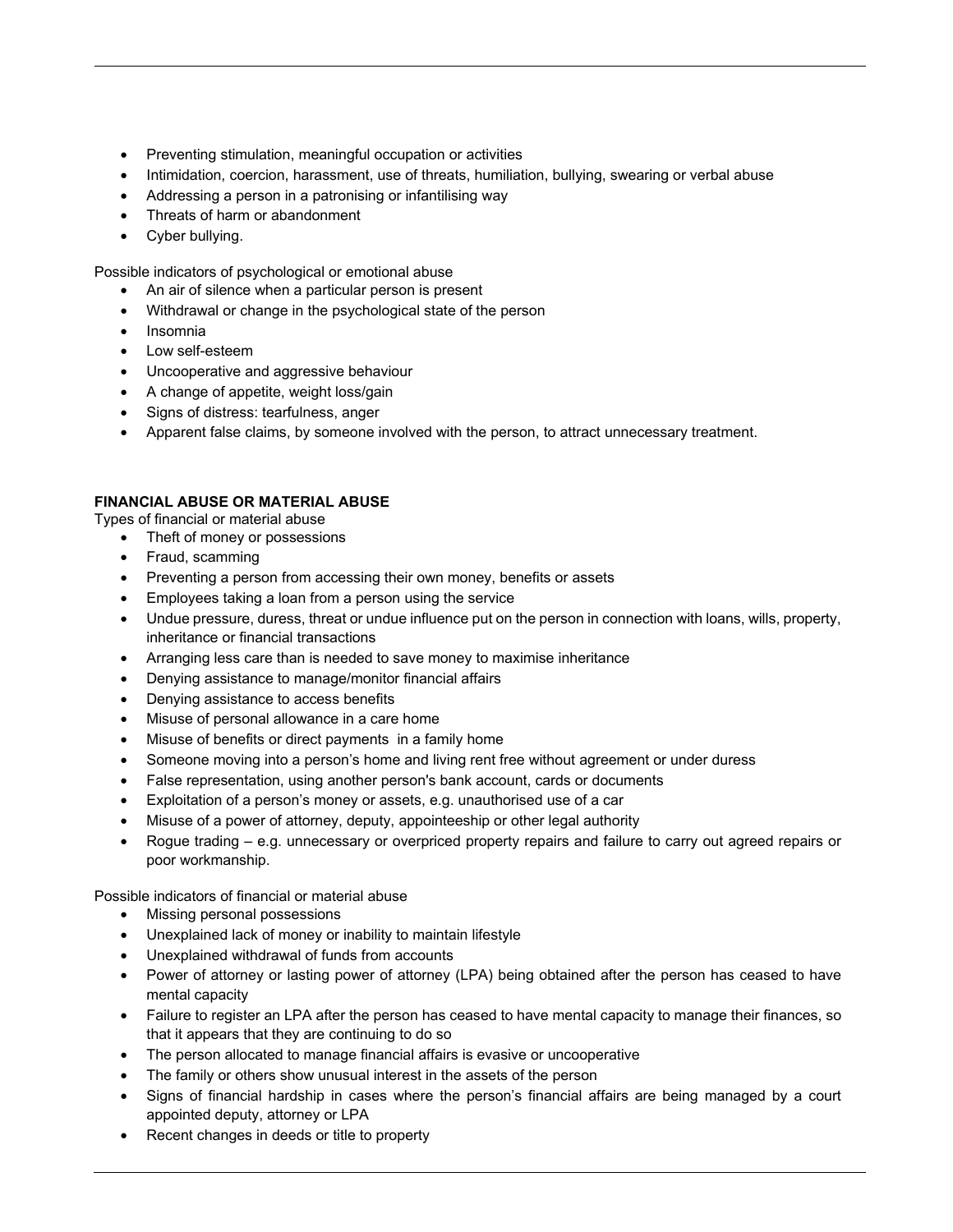- Preventing stimulation, meaningful occupation or activities
- Intimidation, coercion, harassment, use of threats, humiliation, bullying, swearing or verbal abuse
- Addressing a person in a patronising or infantilising way
- Threats of harm or abandonment
- Cyber bullying.

Possible indicators of psychological or emotional abuse

- An air of silence when a particular person is present
- Withdrawal or change in the psychological state of the person
- Insomnia
- Low self-esteem
- Uncooperative and aggressive behaviour
- A change of appetite, weight loss/gain
- Signs of distress: tearfulness, anger
- Apparent false claims, by someone involved with the person, to attract unnecessary treatment.

**FINANCIAL ABUSE OR MATERIAL ABUSE**

Types of financial or material abuse

- Theft of money or possessions
- Fraud, scamming
- Preventing a person from accessing their own money, benefits or assets
- Employees taking a loan from a person using the service
- Undue pressure, duress, threat or undue influence put on the person in connection with loans, wills, property, inheritance or financial transactions
- Arranging less care than is needed to save money to maximise inheritance
- Denying assistance to manage/monitor financial affairs
- Denying assistance to access benefits
- Misuse of personal allowance in a care home
- Misuse of benefits or direct payments in a family home
- Someone moving into a person's home and living rent free without agreement or under duress
- False representation, using another person's bank account, cards or documents
- Exploitation of a person's money or assets, e.g. unauthorised use of a car
- Misuse of a power of attorney, deputy, appointeeship or other legal authority
- Rogue trading – e.g. unnecessary or overpriced property repairs and failure to carry out agreed repairs or poor workmanship.

Possible indicators of financial or material abuse

- Missing personal possessions
- Unexplained lack of money or inability to maintain lifestyle
- Unexplained withdrawal of funds from accounts
- Power of attorney or lasting power of attorney (LPA) being obtained after the person has ceased to have mental capacity
- Failure to register an LPA after the person has ceased to have mental capacity to manage their finances, so that it appears that they are continuing to do so
- The person allocated to manage financial affairs is evasive or uncooperative
- The family or others show unusual interest in the assets of the person
- Signs of financial hardship in cases where the person's financial affairs are being managed by a court appointed deputy, attorney or LPA
- Recent changes in deeds or title to property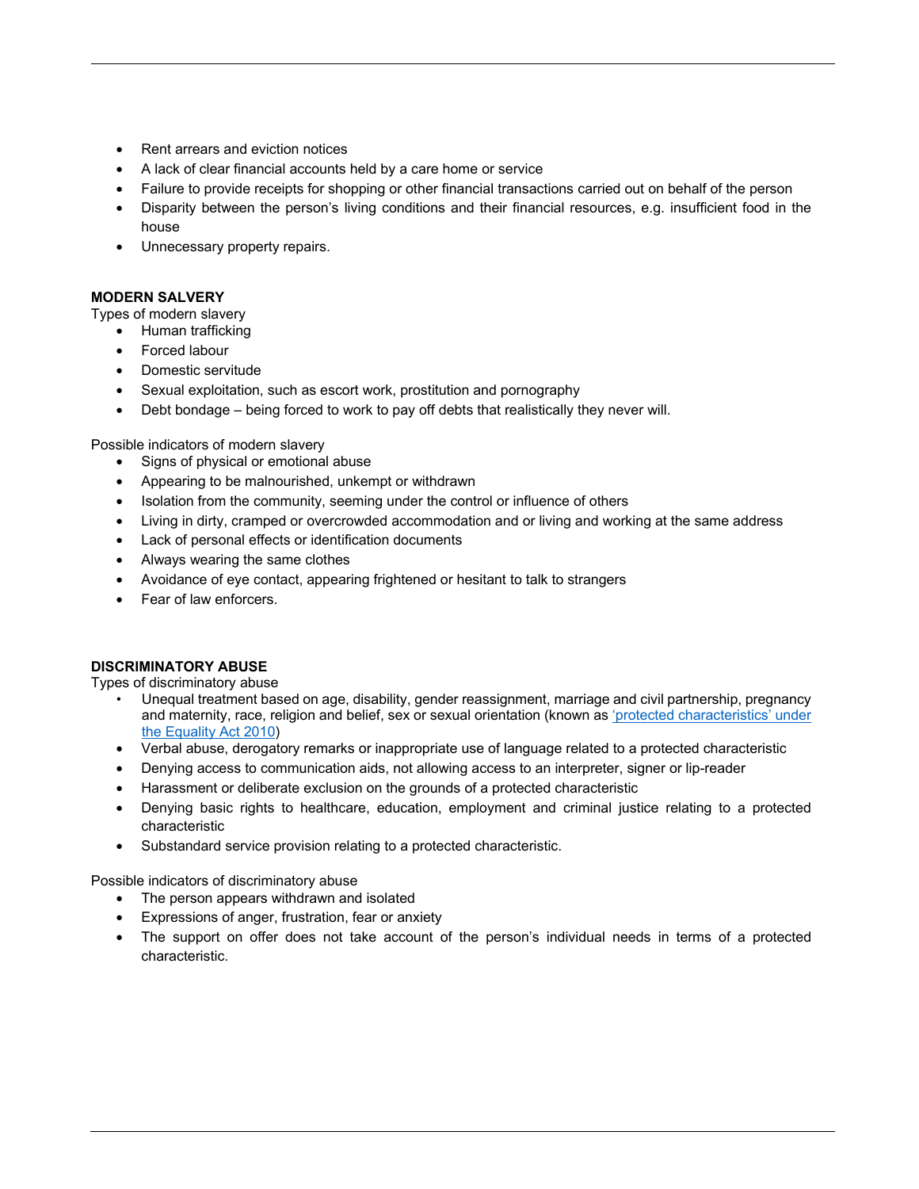- Rent arrears and eviction notices
- A lack of clear financial accounts held by a care home or service
- Failure to provide receipts for shopping or other financial transactions carried out on behalf of the person
- Disparity between the person's living conditions and their financial resources, e.g. insufficient food in the house
- Unnecessary property repairs.

**MODERN SALVERY**

Types of modern slavery

- Human trafficking
- Forced labour
- Domestic servitude
- Sexual exploitation, such as escort work, prostitution and pornography
- Debt bondage – being forced to work to pay off debts that realistically they never will.

Possible indicators of modern slavery

- Signs of physical or emotional abuse
- Appearing to be malnourished, unkempt or withdrawn
- Isolation from the community, seeming under the control or influence of others
- Living in dirty, cramped or overcrowded accommodation and or living and working at the same address
- Lack of personal effects or identification documents
- Always wearing the same clothes
- Avoidance of eye contact, appearing frightened or hesitant to talk to strangers
- Fear of law enforcers.

**DISCRIMINATORY ABUSE**

Types of discriminatory abuse

- Unequal treatment based on age, disability, gender reassignment, marriage and civil partnership, pregnancy and maternity, race, religion and belief, sex or sexual orientation (known as 'protected characteristics' under the Equality Act 2010)
- Verbal abuse, derogatory remarks or inappropriate use of language related to a protected characteristic
- Denying access to communication aids, not allowing access to an interpreter, signer or lip-reader
- Harassment or deliberate exclusion on the grounds of a protected characteristic
- Denying basic rights to healthcare, education, employment and criminal justice relating to a protected characteristic
- Substandard service provision relating to a protected characteristic.

Possible indicators of discriminatory abuse

- The person appears withdrawn and isolated
- Expressions of anger, frustration, fear or anxiety
- The support on offer does not take account of the person's individual needs in terms of a protected characteristic.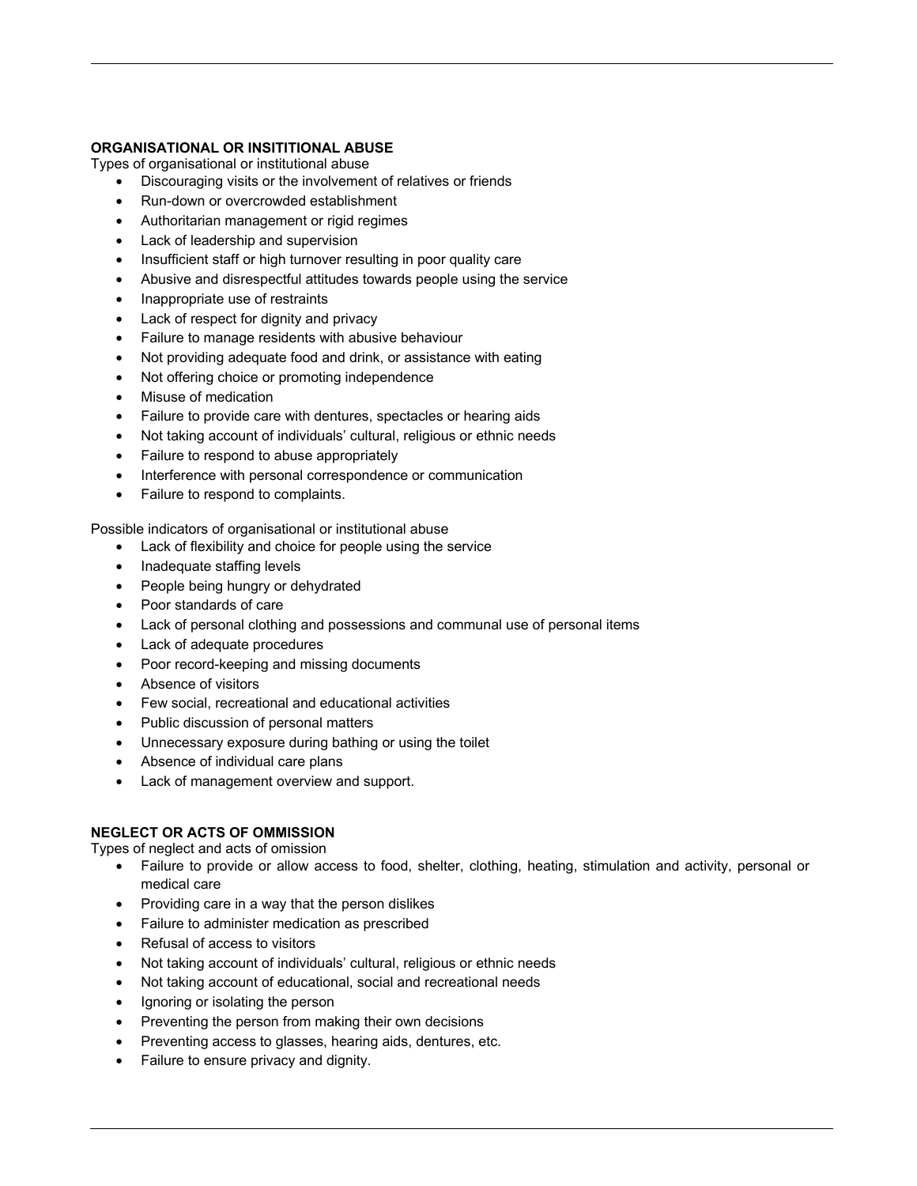**ORGANISATIONAL OR INSITITIONAL ABUSE**

Types of organisational or institutional abuse

- Discouraging visits or the involvement of relatives or friends
- Run-down or overcrowded establishment
- Authoritarian management or rigid regimes
- Lack of leadership and supervision
- Insufficient staff or high turnover resulting in poor quality care
- Abusive and disrespectful attitudes towards people using the service
- Inappropriate use of restraints
- Lack of respect for dignity and privacy
- Failure to manage residents with abusive behaviour
- Not providing adequate food and drink, or assistance with eating
- Not offering choice or promoting independence
- Misuse of medication
- Failure to provide care with dentures, spectacles or hearing aids
- Not taking account of individuals' cultural, religious or ethnic needs
- Failure to respond to abuse appropriately
- Interference with personal correspondence or communication
- Failure to respond to complaints.

Possible indicators of organisational or institutional abuse

- Lack of flexibility and choice for people using the service
- Inadequate staffing levels
- People being hungry or dehydrated
- Poor standards of care
- Lack of personal clothing and possessions and communal use of personal items
- Lack of adequate procedures
- Poor record-keeping and missing documents
- Absence of visitors
- Few social, recreational and educational activities
- Public discussion of personal matters
- Unnecessary exposure during bathing or using the toilet
- Absence of individual care plans
- Lack of management overview and support.

**NEGLECT OR ACTS OF OMMISSION**

Types of neglect and acts of omission

- Failure to provide or allow access to food, shelter, clothing, heating, stimulation and activity, personal or medical care
- Providing care in a way that the person dislikes
- Failure to administer medication as prescribed
- Refusal of access to visitors
- Not taking account of individuals' cultural, religious or ethnic needs
- Not taking account of educational, social and recreational needs
- Ignoring or isolating the person
- Preventing the person from making their own decisions
- Preventing access to glasses, hearing aids, dentures, etc.
- Failure to ensure privacy and dignity.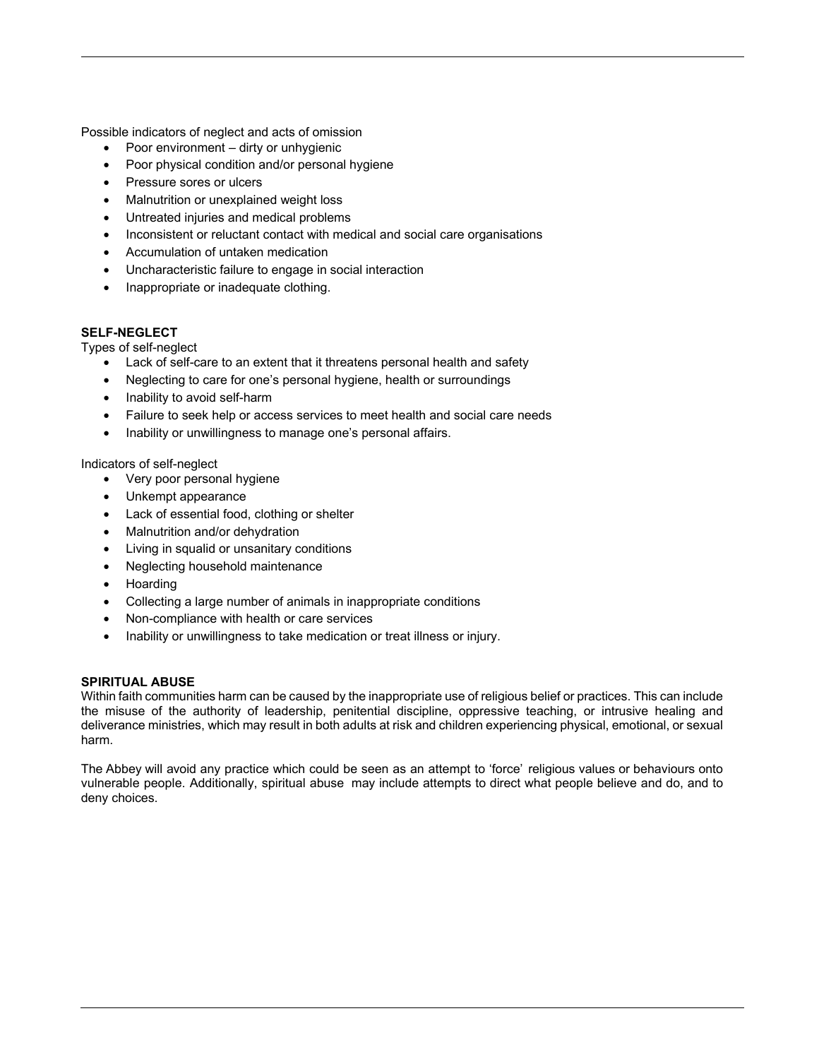Possible indicators of neglect and acts of omission

- Poor environment – dirty or unhygienic
- Poor physical condition and/or personal hygiene
- Pressure sores or ulcers
- Malnutrition or unexplained weight loss
- Untreated injuries and medical problems
- Inconsistent or reluctant contact with medical and social care organisations
- Accumulation of untaken medication
- Uncharacteristic failure to engage in social interaction
- Inappropriate or inadequate clothing.

**SELF-NEGLECT**

Types of self-neglect

- Lack of self-care to an extent that it threatens personal health and safety
- Neglecting to care for one's personal hygiene, health or surroundings
- Inability to avoid self-harm
- Failure to seek help or access services to meet health and social care needs
- Inability or unwillingness to manage one's personal affairs.

Indicators of self-neglect

- Very poor personal hygiene
- Unkempt appearance
- Lack of essential food, clothing or shelter
- Malnutrition and/or dehydration
- Living in squalid or unsanitary conditions
- Neglecting household maintenance
- Hoarding
- Collecting a large number of animals in inappropriate conditions
- Non-compliance with health or care services
- Inability or unwillingness to take medication or treat illness or injury.

**SPIRITUAL ABUSE**

Within faith communities harm can be caused by the inappropriate use of religious belief or practices. This can include the misuse of the authority of leadership, penitential discipline, oppressive teaching, or intrusive healing and deliverance ministries, which may result in both adults at risk and children experiencing physical, emotional, or sexual harm.

The Abbey will avoid any practice which could be seen as an attempt to 'force' religious values or behaviours onto vulnerable people. Additionally, spiritual abuse may include attempts to direct what people believe and do, and to deny choices.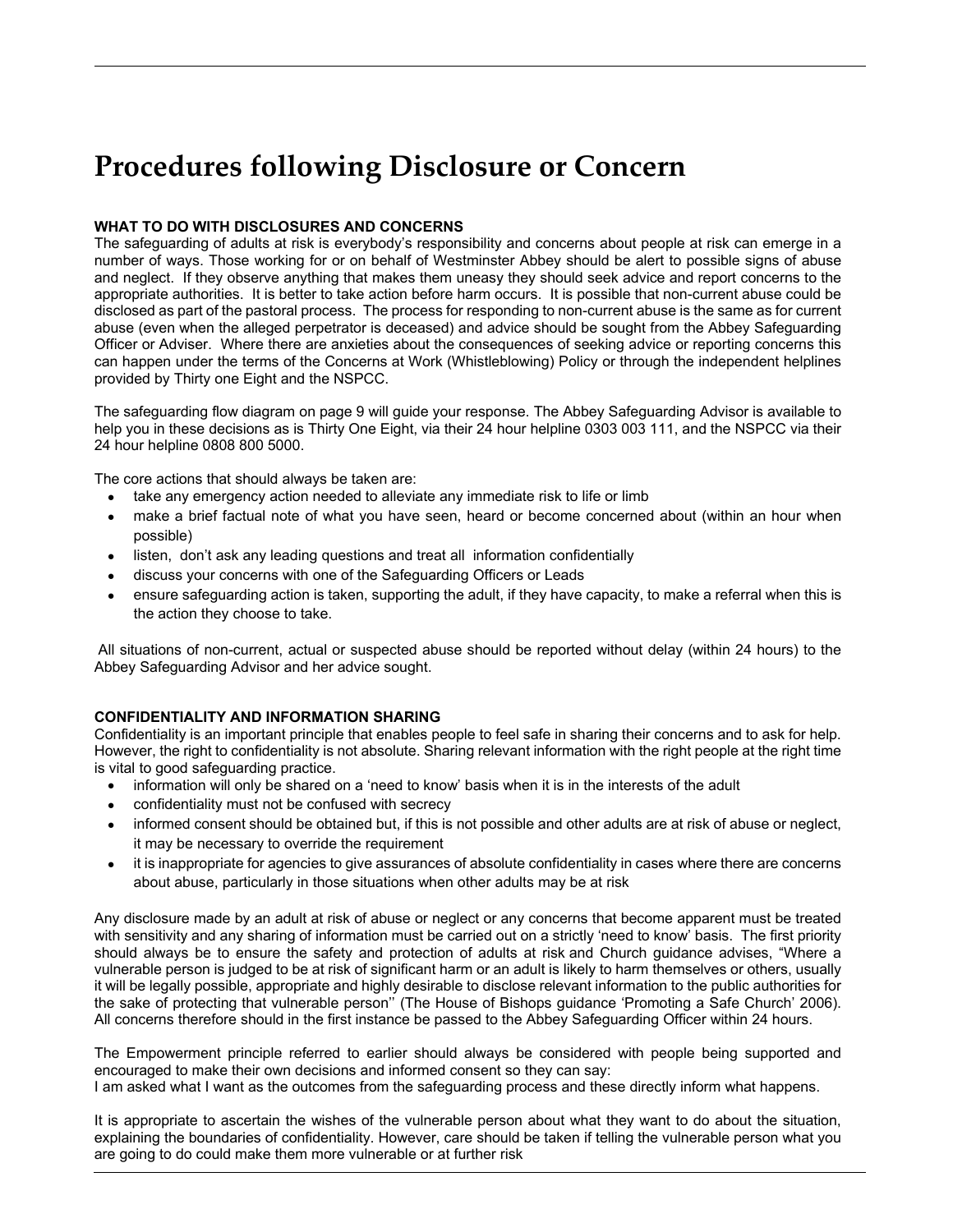# Procedures following Disclosure or Concern

**WHAT TO DO WITH DISCLOSURES AND CONCERNS**

The safeguarding of adults at risk is everybody's responsibility and concerns about people at risk can emerge in a number of ways. Those working for or on behalf of Westminster Abbey should be alert to possible signs of abuse and neglect. If they observe anything that makes them uneasy they should seek advice and report concerns to the appropriate authorities. It is better to take action before harm occurs. It is possible that non-current abuse could be disclosed as part of the pastoral process. The process for responding to non-current abuse is the same as for current abuse (even when the alleged perpetrator is deceased) and advice should be sought from the Abbey Safeguarding Officer or Adviser. Where there are anxieties about the consequences of seeking advice or reporting concerns this can happen under the terms of the Concerns at Work (Whistleblowing) Policy or through the independent helplines provided by Thirty one Eight and the NSPCC.

The safeguarding flow diagram on page 9 will guide your response. The Abbey Safeguarding Advisor is available to help you in these decisions as is Thirty One Eight, via their 24 hour helpline 0303 003 111, and the NSPCC via their 24 hour helpline 0808 800 5000.

The core actions that should always be taken are:

- take any emergency action needed to alleviate any immediate risk to life or limb
- make a brief factual note of what you have seen, heard or become concerned about (within an hour when possible)
- listen, don't ask any leading questions and treat all information confidentially
- discuss your concerns with one of the Safeguarding Officers or Leads
- ensure safeguarding action is taken, supporting the adult, if they have capacity, to make a referral when this is the action they choose to take.

All situations of non-current, actual or suspected abuse should be reported without delay (within 24 hours) to the Abbey Safeguarding Advisor and her advice sought.

**CONFIDENTIALITY AND INFORMATION SHARING**

Confidentiality is an important principle that enables people to feel safe in sharing their concerns and to ask for help. However, the right to confidentiality is not absolute. Sharing relevant information with the right people at the right time is vital to good safeguarding practice.

- information will only be shared on a 'need to know' basis when it is in the interests of the adult
- confidentiality must not be confused with secrecy
- informed consent should be obtained but, if this is not possible and other adults are at risk of abuse or neglect, it may be necessary to override the requirement
- it is inappropriate for agencies to give assurances of absolute confidentiality in cases where there are concerns about abuse, particularly in those situations when other adults may be at risk

Any disclosure made by an adult at risk of abuse or neglect or any concerns that become apparent must be treated with sensitivity and any sharing of information must be carried out on a strictly 'need to know' basis. The first priority should always be to ensure the safety and protection of adults at risk and Church guidance advises, "Where a vulnerable person is judged to be at risk of significant harm or an adult is likely to harm themselves or others, usually it will be legally possible, appropriate and highly desirable to disclose relevant information to the public authorities for the sake of protecting that vulnerable person'' (The House of Bishops guidance 'Promoting a Safe Church' 2006). All concerns therefore should in the first instance be passed to the Abbey Safeguarding Officer within 24 hours.

The Empowerment principle referred to earlier should always be considered with people being supported and encouraged to make their own decisions and informed consent so they can say:
I am asked what I want as the outcomes from the safeguarding process and these directly inform what happens.

It is appropriate to ascertain the wishes of the vulnerable person about what they want to do about the situation, explaining the boundaries of confidentiality. However, care should be taken if telling the vulnerable person what you are going to do could make them more vulnerable or at further risk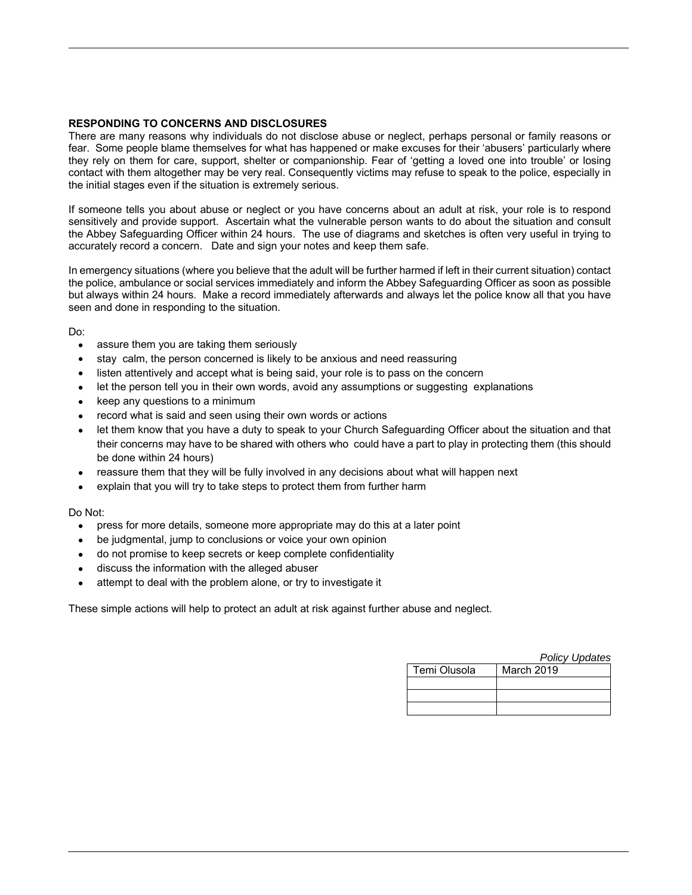**RESPONDING TO CONCERNS AND DISCLOSURES**

There are many reasons why individuals do not disclose abuse or neglect, perhaps personal or family reasons or fear. Some people blame themselves for what has happened or make excuses for their 'abusers' particularly where they rely on them for care, support, shelter or companionship. Fear of 'getting a loved one into trouble' or losing contact with them altogether may be very real. Consequently victims may refuse to speak to the police, especially in the initial stages even if the situation is extremely serious.

If someone tells you about abuse or neglect or you have concerns about an adult at risk, your role is to respond sensitively and provide support. Ascertain what the vulnerable person wants to do about the situation and consult the Abbey Safeguarding Officer within 24 hours. The use of diagrams and sketches is often very useful in trying to accurately record a concern. Date and sign your notes and keep them safe.

In emergency situations (where you believe that the adult will be further harmed if left in their current situation) contact the police, ambulance or social services immediately and inform the Abbey Safeguarding Officer as soon as possible but always within 24 hours. Make a record immediately afterwards and always let the police know all that you have seen and done in responding to the situation.

Do:

- assure them you are taking them seriously
- stay calm, the person concerned is likely to be anxious and need reassuring
- listen attentively and accept what is being said, your role is to pass on the concern
- let the person tell you in their own words, avoid any assumptions or suggesting explanations
- keep any questions to a minimum
- record what is said and seen using their own words or actions
- let them know that you have a duty to speak to your Church Safeguarding Officer about the situation and that their concerns may have to be shared with others who could have a part to play in protecting them (this should be done within 24 hours)
- reassure them that they will be fully involved in any decisions about what will happen next
- explain that you will try to take steps to protect them from further harm

Do Not:

- press for more details, someone more appropriate may do this at a later point
- be judgmental, jump to conclusions or voice your own opinion
- do not promise to keep secrets or keep complete confidentiality
- discuss the information with the alleged abuser
- attempt to deal with the problem alone, or try to investigate it

These simple actions will help to protect an adult at risk against further abuse and neglect.

*Policy Updates*

| Temi Olusola | March 2019 |
|---|---|
| | |
| | |
| | |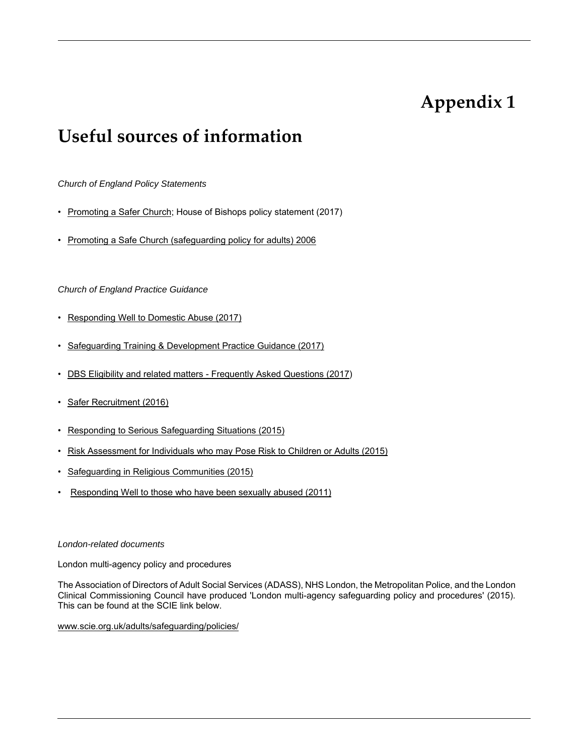# Appendix 1

## Useful sources of information

*Church of England Policy Statements*

- Promoting a Safer Church; House of Bishops policy statement (2017)
- Promoting a Safe Church (safeguarding policy for adults) 2006

*Church of England Practice Guidance*

- Responding Well to Domestic Abuse (2017)
- Safeguarding Training & Development Practice Guidance (2017)
- DBS Eligibility and related matters - Frequently Asked Questions (2017)
- Safer Recruitment (2016)
- Responding to Serious Safeguarding Situations (2015)
- Risk Assessment for Individuals who may Pose Risk to Children or Adults (2015)
- Safeguarding in Religious Communities (2015)
- Responding Well to those who have been sexually abused (2011)

*London-related documents*

London multi-agency policy and procedures

The Association of Directors of Adult Social Services (ADASS), NHS London, the Metropolitan Police, and the London Clinical Commissioning Council have produced 'London multi-agency safeguarding policy and procedures' (2015). This can be found at the SCIE link below.

www.scie.org.uk/adults/safeguarding/policies/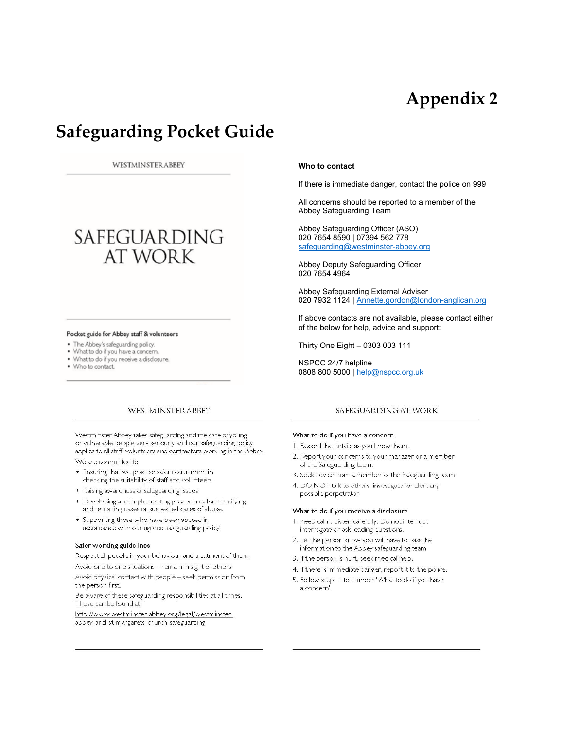# Appendix 2

## Safeguarding Pocket Guide

WESTMINSTERABBEY

# SAFEGUARDING AT WORK

**Pocket guide for Abbey staff & volunteers**

- The Abbey's safeguarding policy.
- What to do if you have a concern.
- What to do if you receive a disclosure.
- Who to contact.

**Who to contact**

If there is immediate danger, contact the police on 999

All concerns should be reported to a member of the Abbey Safeguarding Team

Abbey Safeguarding Officer (ASO)
020 7654 8590 | 07394 562 778
safeguarding@westminster-abbey.org

Abbey Deputy Safeguarding Officer
020 7654 4964

Abbey Safeguarding External Adviser
020 7932 1124 | Annette.gordon@london-anglican.org

If above contacts are not available, please contact either of the below for help, advice and support:

Thirty One Eight – 0303 003 111

NSPCC 24/7 helpline
0808 800 5000 | help@nspcc.org.uk

WESTMINSTERABBEY

Westminster Abbey takes safeguarding and the care of young or vulnerable people very seriously and our safeguarding policy applies to all staff, volunteers and contractors working in the Abbey.

We are committed to:

- Ensuring that we practise safer recruitment in checking the suitability of staff and volunteers.
- Raising awareness of safeguarding issues.
- Developing and implementing procedures for identifying and reporting cases or suspected cases of abuse.
- Supporting those who have been abused in accordance with our agreed safeguarding policy.

**Safer working guidelines**

Respect all people in your behaviour and treatment of them.

Avoid one to one situations – remain in sight of others.

Avoid physical contact with people – seek permission from the person first.

Be aware of these safeguarding responsibilities at all times. These can be found at:

http://www.westminster-abbey.org/legal/westminster-abbey-and-st-margarets-church-safeguarding

SAFEGUARDING AT WORK

**What to do if you have a concern**

1. Record the details as you know them.
2. Report your concerns to your manager or a member of the Safeguarding team.
3. Seek advice from a member of the Safeguarding team.
4. DO NOT talk to others, investigate, or alert any possible perpetrator.

**What to do if you receive a disclosure**

1. Keep calm. Listen carefully. Do not interrupt, interrogate or ask leading questions.
2. Let the person know you will have to pass the information to the Abbey safeguarding team.
3. If the person is hurt, seek medical help.
4. If there is immediate danger, report it to the police.
5. Follow steps 1 to 4 under 'What to do if you have a concern'.